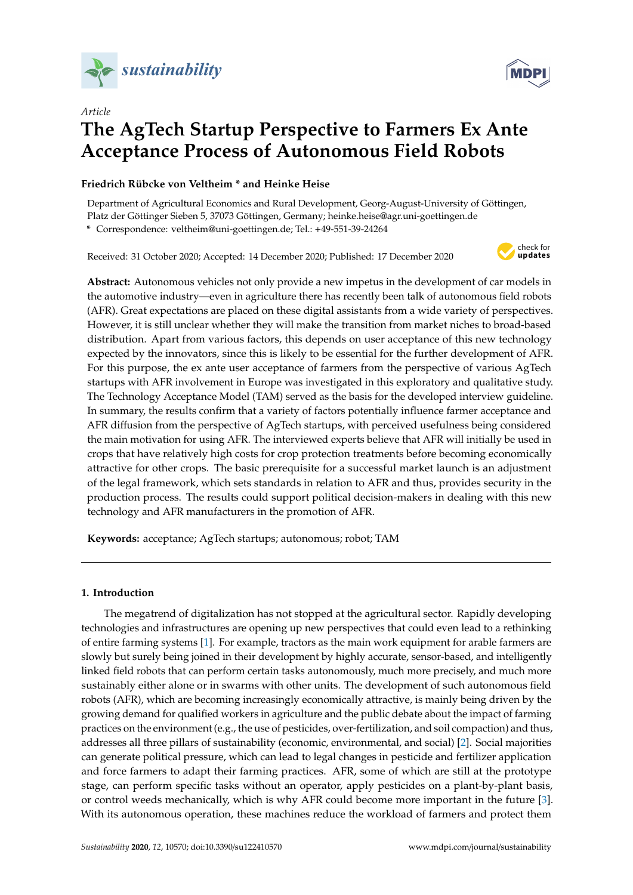*Article*

# The AgTech Startup Perspective to Farmers Ex Ante Acceptance Process of Autonomous Field Robots

**Friedrich Rübcke von Veltheim * and Heinke Heise**

Department of Agricultural Economics and Rural Development, Georg-August-University of Göttingen, Platz der Göttinger Sieben 5, 37073 Göttingen, Germany; heinke.heise@agr.uni-goettingen.de

* Correspondence: veltheim@uni-goettingen.de; Tel.: +49-551-39-24264

Received: 31 October 2020; Accepted: 14 December 2020; Published: 17 December 2020

**Abstract:** Autonomous vehicles not only provide a new impetus in the development of car models in the automotive industry—even in agriculture there has recently been talk of autonomous field robots (AFR). Great expectations are placed on these digital assistants from a wide variety of perspectives. However, it is still unclear whether they will make the transition from market niches to broad-based distribution. Apart from various factors, this depends on user acceptance of this new technology expected by the innovators, since this is likely to be essential for the further development of AFR. For this purpose, the ex ante user acceptance of farmers from the perspective of various AgTech startups with AFR involvement in Europe was investigated in this exploratory and qualitative study. The Technology Acceptance Model (TAM) served as the basis for the developed interview guideline. In summary, the results confirm that a variety of factors potentially influence farmer acceptance and AFR diffusion from the perspective of AgTech startups, with perceived usefulness being considered the main motivation for using AFR. The interviewed experts believe that AFR will initially be used in crops that have relatively high costs for crop protection treatments before becoming economically attractive for other crops. The basic prerequisite for a successful market launch is an adjustment of the legal framework, which sets standards in relation to AFR and thus, provides security in the production process. The results could support political decision-makers in dealing with this new technology and AFR manufacturers in the promotion of AFR.

**Keywords:** acceptance; AgTech startups; autonomous; robot; TAM

## 1. Introduction

The megatrend of digitalization has not stopped at the agricultural sector. Rapidly developing technologies and infrastructures are opening up new perspectives that could even lead to a rethinking of entire farming systems [1]. For example, tractors as the main work equipment for arable farmers are slowly but surely being joined in their development by highly accurate, sensor-based, and intelligently linked field robots that can perform certain tasks autonomously, much more precisely, and much more sustainably either alone or in swarms with other units. The development of such autonomous field robots (AFR), which are becoming increasingly economically attractive, is mainly being driven by the growing demand for qualified workers in agriculture and the public debate about the impact of farming practices on the environment (e.g., the use of pesticides, over-fertilization, and soil compaction) and thus, addresses all three pillars of sustainability (economic, environmental, and social) [2]. Social majorities can generate political pressure, which can lead to legal changes in pesticide and fertilizer application and force farmers to adapt their farming practices. AFR, some of which are still at the prototype stage, can perform specific tasks without an operator, apply pesticides on a plant-by-plant basis, or control weeds mechanically, which is why AFR could become more important in the future [3]. With its autonomous operation, these machines reduce the workload of farmers and protect them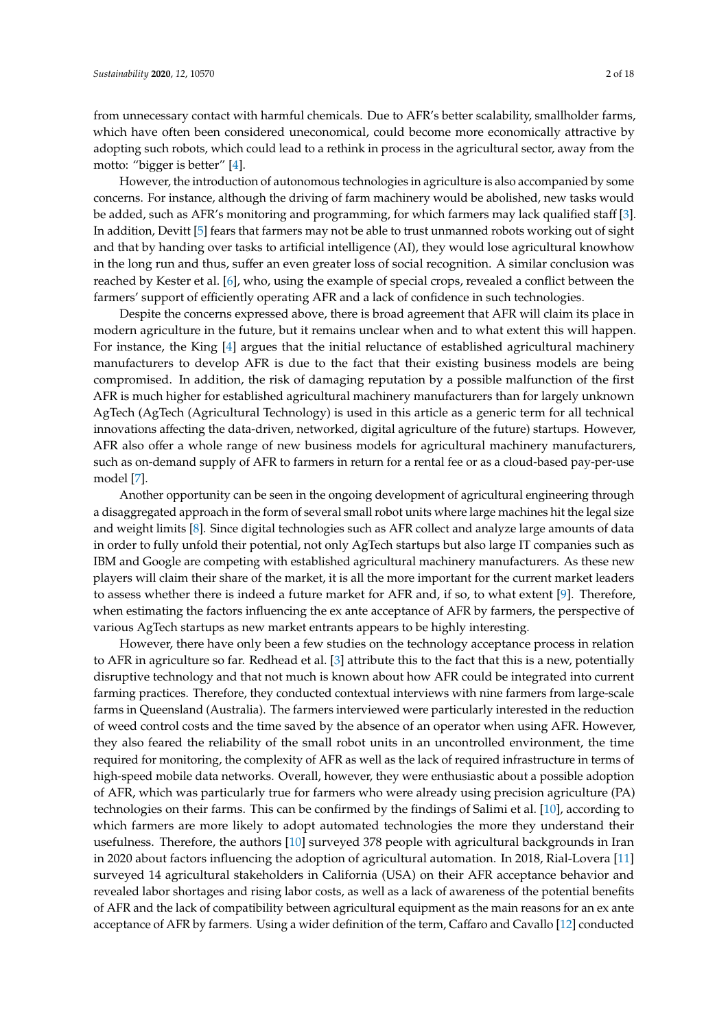from unnecessary contact with harmful chemicals. Due to AFR's better scalability, smallholder farms, which have often been considered uneconomical, could become more economically attractive by adopting such robots, which could lead to a rethink in process in the agricultural sector, away from the motto: "bigger is better" [4].

However, the introduction of autonomous technologies in agriculture is also accompanied by some concerns. For instance, although the driving of farm machinery would be abolished, new tasks would be added, such as AFR's monitoring and programming, for which farmers may lack qualified staff [3]. In addition, Devitt [5] fears that farmers may not be able to trust unmanned robots working out of sight and that by handing over tasks to artificial intelligence (AI), they would lose agricultural knowhow in the long run and thus, suffer an even greater loss of social recognition. A similar conclusion was reached by Kester et al. [6], who, using the example of special crops, revealed a conflict between the farmers' support of efficiently operating AFR and a lack of confidence in such technologies.

Despite the concerns expressed above, there is broad agreement that AFR will claim its place in modern agriculture in the future, but it remains unclear when and to what extent this will happen. For instance, the King [4] argues that the initial reluctance of established agricultural machinery manufacturers to develop AFR is due to the fact that their existing business models are being compromised. In addition, the risk of damaging reputation by a possible malfunction of the first AFR is much higher for established agricultural machinery manufacturers than for largely unknown AgTech (AgTech (Agricultural Technology) is used in this article as a generic term for all technical innovations affecting the data-driven, networked, digital agriculture of the future) startups. However, AFR also offer a whole range of new business models for agricultural machinery manufacturers, such as on-demand supply of AFR to farmers in return for a rental fee or as a cloud-based pay-per-use model [7].

Another opportunity can be seen in the ongoing development of agricultural engineering through a disaggregated approach in the form of several small robot units where large machines hit the legal size and weight limits [8]. Since digital technologies such as AFR collect and analyze large amounts of data in order to fully unfold their potential, not only AgTech startups but also large IT companies such as IBM and Google are competing with established agricultural machinery manufacturers. As these new players will claim their share of the market, it is all the more important for the current market leaders to assess whether there is indeed a future market for AFR and, if so, to what extent [9]. Therefore, when estimating the factors influencing the ex ante acceptance of AFR by farmers, the perspective of various AgTech startups as new market entrants appears to be highly interesting.

However, there have only been a few studies on the technology acceptance process in relation to AFR in agriculture so far. Redhead et al. [3] attribute this to the fact that this is a new, potentially disruptive technology and that not much is known about how AFR could be integrated into current farming practices. Therefore, they conducted contextual interviews with nine farmers from large-scale farms in Queensland (Australia). The farmers interviewed were particularly interested in the reduction of weed control costs and the time saved by the absence of an operator when using AFR. However, they also feared the reliability of the small robot units in an uncontrolled environment, the time required for monitoring, the complexity of AFR as well as the lack of required infrastructure in terms of high-speed mobile data networks. Overall, however, they were enthusiastic about a possible adoption of AFR, which was particularly true for farmers who were already using precision agriculture (PA) technologies on their farms. This can be confirmed by the findings of Salimi et al. [10], according to which farmers are more likely to adopt automated technologies the more they understand their usefulness. Therefore, the authors [10] surveyed 378 people with agricultural backgrounds in Iran in 2020 about factors influencing the adoption of agricultural automation. In 2018, Rial-Lovera [11] surveyed 14 agricultural stakeholders in California (USA) on their AFR acceptance behavior and revealed labor shortages and rising labor costs, as well as a lack of awareness of the potential benefits of AFR and the lack of compatibility between agricultural equipment as the main reasons for an ex ante acceptance of AFR by farmers. Using a wider definition of the term, Caffaro and Cavallo [12] conducted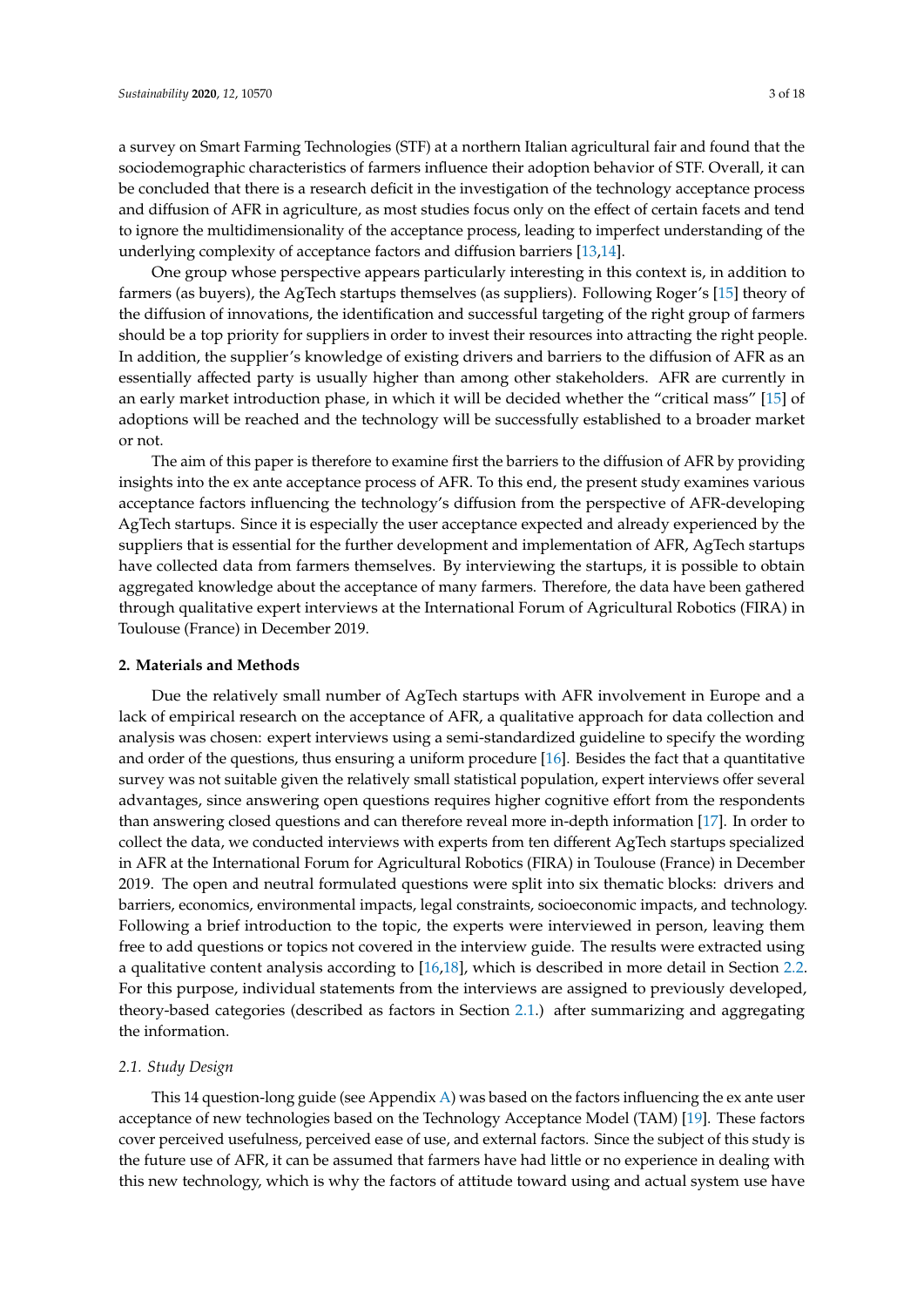a survey on Smart Farming Technologies (STF) at a northern Italian agricultural fair and found that the sociodemographic characteristics of farmers influence their adoption behavior of STF. Overall, it can be concluded that there is a research deficit in the investigation of the technology acceptance process and diffusion of AFR in agriculture, as most studies focus only on the effect of certain facets and tend to ignore the multidimensionality of the acceptance process, leading to imperfect understanding of the underlying complexity of acceptance factors and diffusion barriers [13,14].

One group whose perspective appears particularly interesting in this context is, in addition to farmers (as buyers), the AgTech startups themselves (as suppliers). Following Roger's [15] theory of the diffusion of innovations, the identification and successful targeting of the right group of farmers should be a top priority for suppliers in order to invest their resources into attracting the right people. In addition, the supplier's knowledge of existing drivers and barriers to the diffusion of AFR as an essentially affected party is usually higher than among other stakeholders. AFR are currently in an early market introduction phase, in which it will be decided whether the "critical mass" [15] of adoptions will be reached and the technology will be successfully established to a broader market or not.

The aim of this paper is therefore to examine first the barriers to the diffusion of AFR by providing insights into the ex ante acceptance process of AFR. To this end, the present study examines various acceptance factors influencing the technology's diffusion from the perspective of AFR-developing AgTech startups. Since it is especially the user acceptance expected and already experienced by the suppliers that is essential for the further development and implementation of AFR, AgTech startups have collected data from farmers themselves. By interviewing the startups, it is possible to obtain aggregated knowledge about the acceptance of many farmers. Therefore, the data have been gathered through qualitative expert interviews at the International Forum of Agricultural Robotics (FIRA) in Toulouse (France) in December 2019.

## 2. Materials and Methods

Due the relatively small number of AgTech startups with AFR involvement in Europe and a lack of empirical research on the acceptance of AFR, a qualitative approach for data collection and analysis was chosen: expert interviews using a semi-standardized guideline to specify the wording and order of the questions, thus ensuring a uniform procedure [16]. Besides the fact that a quantitative survey was not suitable given the relatively small statistical population, expert interviews offer several advantages, since answering open questions requires higher cognitive effort from the respondents than answering closed questions and can therefore reveal more in-depth information [17]. In order to collect the data, we conducted interviews with experts from ten different AgTech startups specialized in AFR at the International Forum for Agricultural Robotics (FIRA) in Toulouse (France) in December 2019. The open and neutral formulated questions were split into six thematic blocks: drivers and barriers, economics, environmental impacts, legal constraints, socioeconomic impacts, and technology. Following a brief introduction to the topic, the experts were interviewed in person, leaving them free to add questions or topics not covered in the interview guide. The results were extracted using a qualitative content analysis according to [16,18], which is described in more detail in Section 2.2. For this purpose, individual statements from the interviews are assigned to previously developed, theory-based categories (described as factors in Section 2.1.) after summarizing and aggregating the information.

### 2.1. Study Design

This 14 question-long guide (see Appendix A) was based on the factors influencing the ex ante user acceptance of new technologies based on the Technology Acceptance Model (TAM) [19]. These factors cover perceived usefulness, perceived ease of use, and external factors. Since the subject of this study is the future use of AFR, it can be assumed that farmers have had little or no experience in dealing with this new technology, which is why the factors of attitude toward using and actual system use have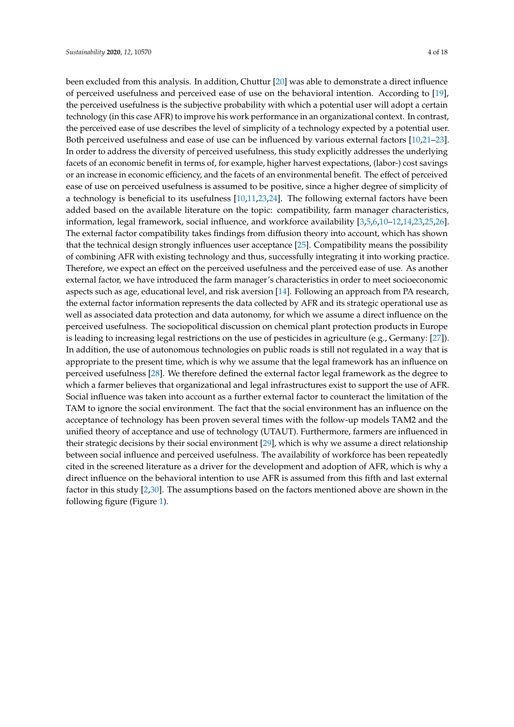been excluded from this analysis. In addition, Chuttur [20] was able to demonstrate a direct influence of perceived usefulness and perceived ease of use on the behavioral intention. According to [19], the perceived usefulness is the subjective probability with which a potential user will adopt a certain technology (in this case AFR) to improve his work performance in an organizational context. In contrast, the perceived ease of use describes the level of simplicity of a technology expected by a potential user. Both perceived usefulness and ease of use can be influenced by various external factors [10,21–23]. In order to address the diversity of perceived usefulness, this study explicitly addresses the underlying facets of an economic benefit in terms of, for example, higher harvest expectations, (labor-) cost savings or an increase in economic efficiency, and the facets of an environmental benefit. The effect of perceived ease of use on perceived usefulness is assumed to be positive, since a higher degree of simplicity of a technology is beneficial to its usefulness [10,11,23,24]. The following external factors have been added based on the available literature on the topic: compatibility, farm manager characteristics, information, legal framework, social influence, and workforce availability [3,5,6,10–12,14,23,25,26]. The external factor compatibility takes findings from diffusion theory into account, which has shown that the technical design strongly influences user acceptance [25]. Compatibility means the possibility of combining AFR with existing technology and thus, successfully integrating it into working practice. Therefore, we expect an effect on the perceived usefulness and the perceived ease of use. As another external factor, we have introduced the farm manager's characteristics in order to meet socioeconomic aspects such as age, educational level, and risk aversion [14]. Following an approach from PA research, the external factor information represents the data collected by AFR and its strategic operational use as well as associated data protection and data autonomy, for which we assume a direct influence on the perceived usefulness. The sociopolitical discussion on chemical plant protection products in Europe is leading to increasing legal restrictions on the use of pesticides in agriculture (e.g., Germany: [27]). In addition, the use of autonomous technologies on public roads is still not regulated in a way that is appropriate to the present time, which is why we assume that the legal framework has an influence on perceived usefulness [28]. We therefore defined the external factor legal framework as the degree to which a farmer believes that organizational and legal infrastructures exist to support the use of AFR. Social influence was taken into account as a further external factor to counteract the limitation of the TAM to ignore the social environment. The fact that the social environment has an influence on the acceptance of technology has been proven several times with the follow-up models TAM2 and the unified theory of acceptance and use of technology (UTAUT). Furthermore, farmers are influenced in their strategic decisions by their social environment [29], which is why we assume a direct relationship between social influence and perceived usefulness. The availability of workforce has been repeatedly cited in the screened literature as a driver for the development and adoption of AFR, which is why a direct influence on the behavioral intention to use AFR is assumed from this fifth and last external factor in this study [2,30]. The assumptions based on the factors mentioned above are shown in the following figure (Figure 1).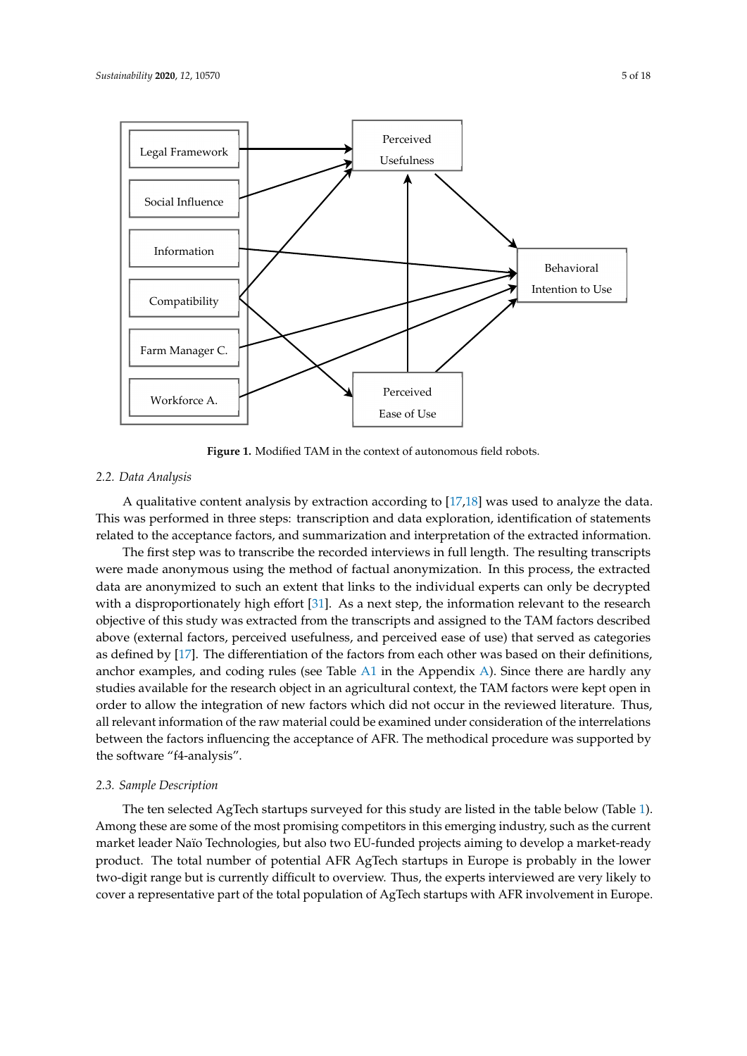Figure 1. Modified TAM in the context of autonomous field robots.

### 2.2. Data Analysis

A qualitative content analysis by extraction according to [17,18] was used to analyze the data. This was performed in three steps: transcription and data exploration, identification of statements related to the acceptance factors, and summarization and interpretation of the extracted information.

The first step was to transcribe the recorded interviews in full length. The resulting transcripts were made anonymous using the method of factual anonymization. In this process, the extracted data are anonymized to such an extent that links to the individual experts can only be decrypted with a disproportionately high effort [31]. As a next step, the information relevant to the research objective of this study was extracted from the transcripts and assigned to the TAM factors described above (external factors, perceived usefulness, and perceived ease of use) that served as categories as defined by [17]. The differentiation of the factors from each other was based on their definitions, anchor examples, and coding rules (see Table A1 in the Appendix A). Since there are hardly any studies available for the research object in an agricultural context, the TAM factors were kept open in order to allow the integration of new factors which did not occur in the reviewed literature. Thus, all relevant information of the raw material could be examined under consideration of the interrelations between the factors influencing the acceptance of AFR. The methodical procedure was supported by the software "f4-analysis".

### 2.3. Sample Description

The ten selected AgTech startups surveyed for this study are listed in the table below (Table 1). Among these are some of the most promising competitors in this emerging industry, such as the current market leader Naïo Technologies, but also two EU-funded projects aiming to develop a market-ready product. The total number of potential AFR AgTech startups in Europe is probably in the lower two-digit range but is currently difficult to overview. Thus, the experts interviewed are very likely to cover a representative part of the total population of AgTech startups with AFR involvement in Europe.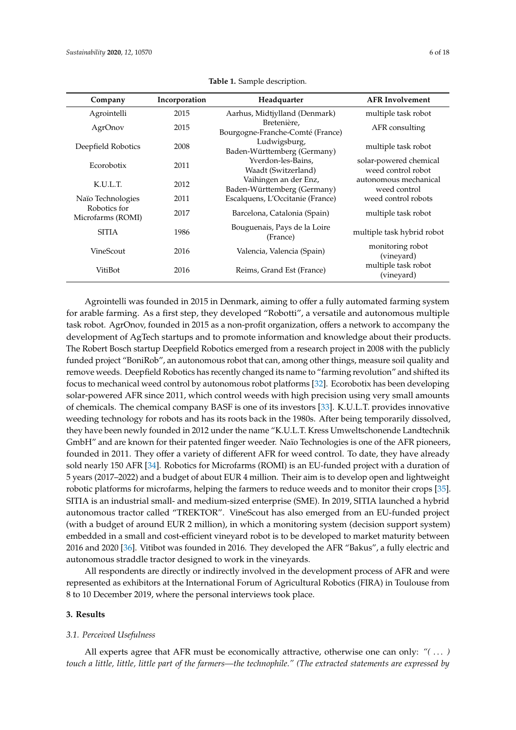**Table 1.** Sample description.

| Company | Incorporation | Headquarter | AFR Involvement |
|---|---|---|---|
| Agrointelli | 2015 | Aarhus, Midtjylland (Denmark) | multiple task robot |
| AgrOnov | 2015 | Bretenière, Bourgogne-Franche-Comté (France) | AFR consulting |
| Deepfield Robotics | 2008 | Ludwigsburg, Baden-Württemberg (Germany) | multiple task robot |
| Ecorobotix | 2011 | Yverdon-les-Bains, Waadt (Switzerland) | solar-powered chemical weed control robot |
| K.U.L.T. | 2012 | Vaihingen an der Enz, Baden-Württemberg (Germany) | autonomous mechanical weed control |
| Naïo Technologies | 2011 | Escalquens, L'Occitanie (France) | weed control robots |
| Robotics for Microfarms (ROMI) | 2017 | Barcelona, Catalonia (Spain) | multiple task robot |
| SITIA | 1986 | Bouguenais, Pays de la Loire (France) | multiple task hybrid robot |
| VineScout | 2016 | Valencia, Valencia (Spain) | monitoring robot (vineyard) |
| VitiBot | 2016 | Reims, Grand Est (France) | multiple task robot (vineyard) |

Agrointelli was founded in 2015 in Denmark, aiming to offer a fully automated farming system for arable farming. As a first step, they developed "Robotti", a versatile and autonomous multiple task robot. AgrOnov, founded in 2015 as a non-profit organization, offers a network to accompany the development of AgTech startups and to promote information and knowledge about their products. The Robert Bosch startup Deepfield Robotics emerged from a research project in 2008 with the publicly funded project "BoniRob", an autonomous robot that can, among other things, measure soil quality and remove weeds. Deepfield Robotics has recently changed its name to "farming revolution" and shifted its focus to mechanical weed control by autonomous robot platforms [32]. Ecorobotix has been developing solar-powered AFR since 2011, which control weeds with high precision using very small amounts of chemicals. The chemical company BASF is one of its investors [33]. K.U.L.T. provides innovative weeding technology for robots and has its roots back in the 1980s. After being temporarily dissolved, they have been newly founded in 2012 under the name "K.U.L.T. Kress Umweltschonende Landtechnik GmbH" and are known for their patented finger weeder. Naïo Technologies is one of the AFR pioneers, founded in 2011. They offer a variety of different AFR for weed control. To date, they have already sold nearly 150 AFR [34]. Robotics for Microfarms (ROMI) is an EU-funded project with a duration of 5 years (2017–2022) and a budget of about EUR 4 million. Their aim is to develop open and lightweight robotic platforms for microfarms, helping the farmers to reduce weeds and to monitor their crops [35]. SITIA is an industrial small- and medium-sized enterprise (SME). In 2019, SITIA launched a hybrid autonomous tractor called "TREKTOR". VineScout has also emerged from an EU-funded project (with a budget of around EUR 2 million), in which a monitoring system (decision support system) embedded in a small and cost-efficient vineyard robot is to be developed to market maturity between 2016 and 2020 [36]. Vitibot was founded in 2016. They developed the AFR "Bakus", a fully electric and autonomous straddle tractor designed to work in the vineyards.

All respondents are directly or indirectly involved in the development process of AFR and were represented as exhibitors at the International Forum of Agricultural Robotics (FIRA) in Toulouse from 8 to 10 December 2019, where the personal interviews took place.

## 3. Results

### 3.1. Perceived Usefulness

All experts agree that AFR must be economically attractive, otherwise one can only: *"( ... ) touch a little, little, little part of the farmers—the technophile." (The extracted statements are expressed by*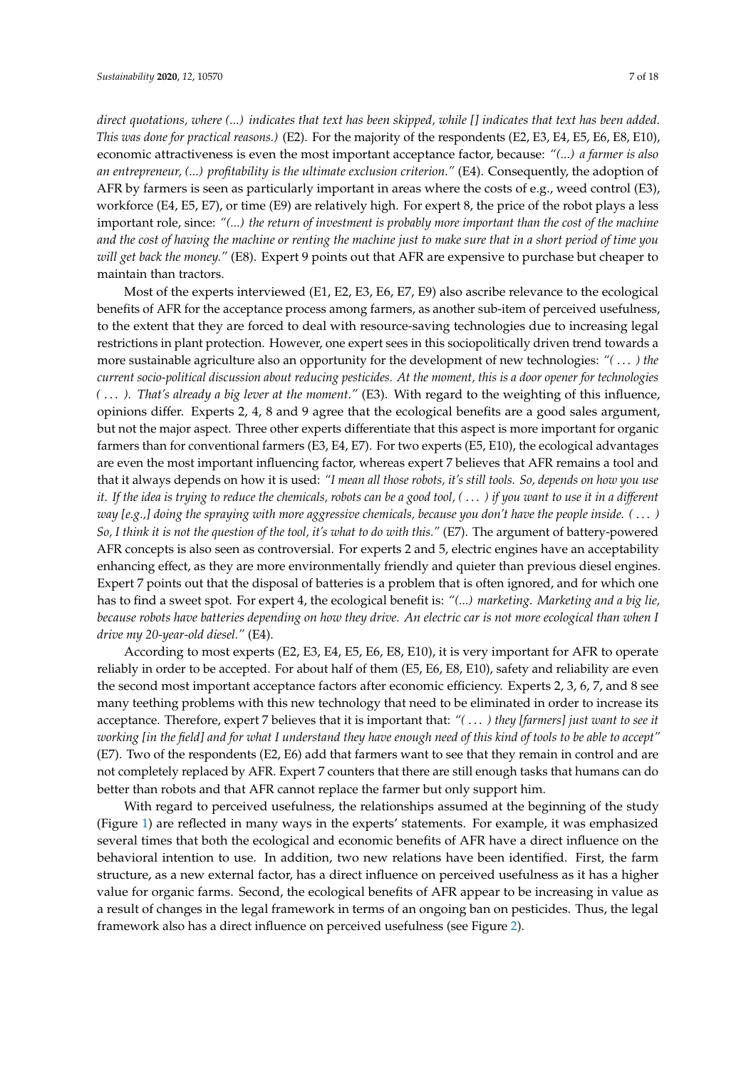*direct quotations, where (...) indicates that text has been skipped, while [] indicates that text has been added. This was done for practical reasons.)* (E2). For the majority of the respondents (E2, E3, E4, E5, E6, E8, E10), economic attractiveness is even the most important acceptance factor, because: *"(...) a farmer is also an entrepreneur, (...) profitability is the ultimate exclusion criterion."* (E4). Consequently, the adoption of AFR by farmers is seen as particularly important in areas where the costs of e.g., weed control (E3), workforce (E4, E5, E7), or time (E9) are relatively high. For expert 8, the price of the robot plays a less important role, since: *"(...) the return of investment is probably more important than the cost of the machine and the cost of having the machine or renting the machine just to make sure that in a short period of time you will get back the money."* (E8). Expert 9 points out that AFR are expensive to purchase but cheaper to maintain than tractors.

Most of the experts interviewed (E1, E2, E3, E6, E7, E9) also ascribe relevance to the ecological benefits of AFR for the acceptance process among farmers, as another sub-item of perceived usefulness, to the extent that they are forced to deal with resource-saving technologies due to increasing legal restrictions in plant protection. However, one expert sees in this sociopolitically driven trend towards a more sustainable agriculture also an opportunity for the development of new technologies: *"( ... ) the current socio-political discussion about reducing pesticides. At the moment, this is a door opener for technologies ( ... ). That's already a big lever at the moment."* (E3). With regard to the weighting of this influence, opinions differ. Experts 2, 4, 8 and 9 agree that the ecological benefits are a good sales argument, but not the major aspect. Three other experts differentiate that this aspect is more important for organic farmers than for conventional farmers (E3, E4, E7). For two experts (E5, E10), the ecological advantages are even the most important influencing factor, whereas expert 7 believes that AFR remains a tool and that it always depends on how it is used: *"I mean all those robots, it's still tools. So, depends on how you use it. If the idea is trying to reduce the chemicals, robots can be a good tool, ( ... ) if you want to use it in a different way [e.g.,] doing the spraying with more aggressive chemicals, because you don't have the people inside. ( ... ) So, I think it is not the question of the tool, it's what to do with this."* (E7). The argument of battery-powered AFR concepts is also seen as controversial. For experts 2 and 5, electric engines have an acceptability enhancing effect, as they are more environmentally friendly and quieter than previous diesel engines. Expert 7 points out that the disposal of batteries is a problem that is often ignored, and for which one has to find a sweet spot. For expert 4, the ecological benefit is: *"(...) marketing. Marketing and a big lie, because robots have batteries depending on how they drive. An electric car is not more ecological than when I drive my 20-year-old diesel."* (E4).

According to most experts (E2, E3, E4, E5, E6, E8, E10), it is very important for AFR to operate reliably in order to be accepted. For about half of them (E5, E6, E8, E10), safety and reliability are even the second most important acceptance factors after economic efficiency. Experts 2, 3, 6, 7, and 8 see many teething problems with this new technology that need to be eliminated in order to increase its acceptance. Therefore, expert 7 believes that it is important that: *"( ... ) they [farmers] just want to see it working [in the field] and for what I understand they have enough need of this kind of tools to be able to accept"* (E7). Two of the respondents (E2, E6) add that farmers want to see that they remain in control and are not completely replaced by AFR. Expert 7 counters that there are still enough tasks that humans can do better than robots and that AFR cannot replace the farmer but only support him.

With regard to perceived usefulness, the relationships assumed at the beginning of the study (Figure 1) are reflected in many ways in the experts' statements. For example, it was emphasized several times that both the ecological and economic benefits of AFR have a direct influence on the behavioral intention to use. In addition, two new relations have been identified. First, the farm structure, as a new external factor, has a direct influence on perceived usefulness as it has a higher value for organic farms. Second, the ecological benefits of AFR appear to be increasing in value as a result of changes in the legal framework in terms of an ongoing ban on pesticides. Thus, the legal framework also has a direct influence on perceived usefulness (see Figure 2).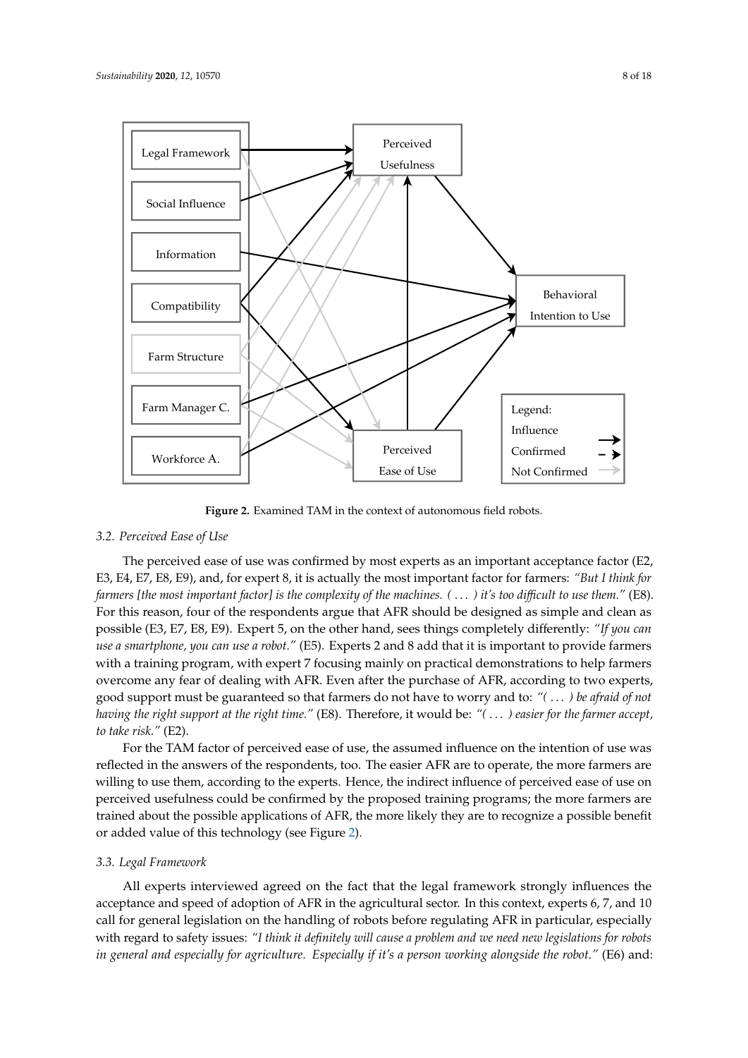**Figure 2.** Examined TAM in the context of autonomous field robots.

### 3.2. Perceived Ease of Use

The perceived ease of use was confirmed by most experts as an important acceptance factor (E2, E3, E4, E7, E8, E9), and, for expert 8, it is actually the most important factor for farmers: *"But I think for farmers [the most important factor] is the complexity of the machines. ( ... ) it's too difficult to use them."* (E8). For this reason, four of the respondents argue that AFR should be designed as simple and clean as possible (E3, E7, E8, E9). Expert 5, on the other hand, sees things completely differently: *"If you can use a smartphone, you can use a robot."* (E5). Experts 2 and 8 add that it is important to provide farmers with a training program, with expert 7 focusing mainly on practical demonstrations to help farmers overcome any fear of dealing with AFR. Even after the purchase of AFR, according to two experts, good support must be guaranteed so that farmers do not have to worry and to: *"( ... ) be afraid of not having the right support at the right time."* (E8). Therefore, it would be: *"( ... ) easier for the farmer accept, to take risk."* (E2).

For the TAM factor of perceived ease of use, the assumed influence on the intention of use was reflected in the answers of the respondents, too. The easier AFR are to operate, the more farmers are willing to use them, according to the experts. Hence, the indirect influence of perceived ease of use on perceived usefulness could be confirmed by the proposed training programs; the more farmers are trained about the possible applications of AFR, the more likely they are to recognize a possible benefit or added value of this technology (see Figure 2).

### 3.3. Legal Framework

All experts interviewed agreed on the fact that the legal framework strongly influences the acceptance and speed of adoption of AFR in the agricultural sector. In this context, experts 6, 7, and 10 call for general legislation on the handling of robots before regulating AFR in particular, especially with regard to safety issues: *"I think it definitely will cause a problem and we need new legislations for robots in general and especially for agriculture. Especially if it's a person working alongside the robot."* (E6) and: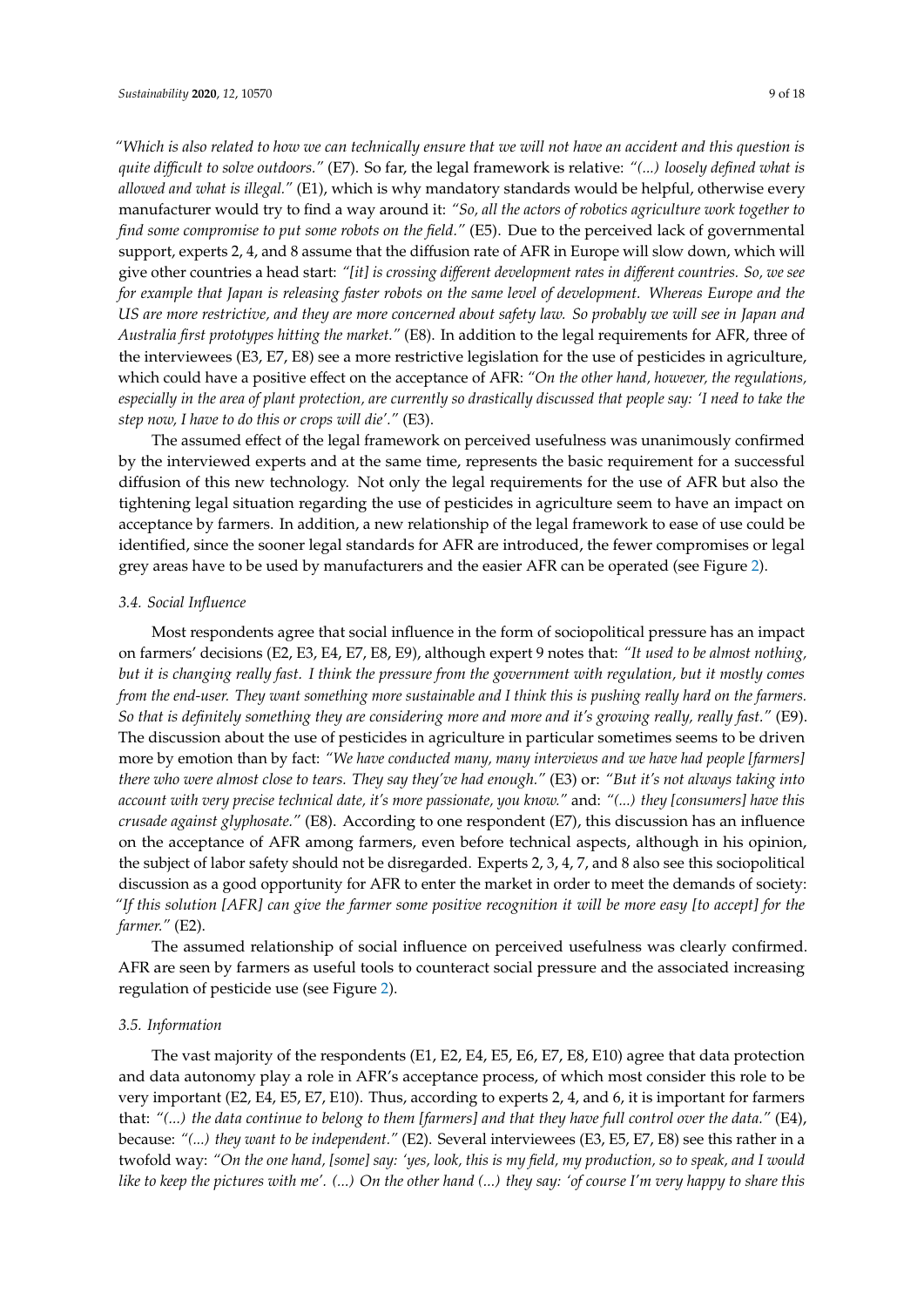*"Which is also related to how we can technically ensure that we will not have an accident and this question is quite difficult to solve outdoors."* (E7). So far, the legal framework is relative: *"(...) loosely defined what is allowed and what is illegal."* (E1), which is why mandatory standards would be helpful, otherwise every manufacturer would try to find a way around it: *"So, all the actors of robotics agriculture work together to find some compromise to put some robots on the field."* (E5). Due to the perceived lack of governmental support, experts 2, 4, and 8 assume that the diffusion rate of AFR in Europe will slow down, which will give other countries a head start: *"[it] is crossing different development rates in different countries. So, we see for example that Japan is releasing faster robots on the same level of development. Whereas Europe and the US are more restrictive, and they are more concerned about safety law. So probably we will see in Japan and Australia first prototypes hitting the market."* (E8). In addition to the legal requirements for AFR, three of the interviewees (E3, E7, E8) see a more restrictive legislation for the use of pesticides in agriculture, which could have a positive effect on the acceptance of AFR: *"On the other hand, however, the regulations, especially in the area of plant protection, are currently so drastically discussed that people say: 'I need to take the step now, I have to do this or crops will die'."* (E3).

The assumed effect of the legal framework on perceived usefulness was unanimously confirmed by the interviewed experts and at the same time, represents the basic requirement for a successful diffusion of this new technology. Not only the legal requirements for the use of AFR but also the tightening legal situation regarding the use of pesticides in agriculture seem to have an impact on acceptance by farmers. In addition, a new relationship of the legal framework to ease of use could be identified, since the sooner legal standards for AFR are introduced, the fewer compromises or legal grey areas have to be used by manufacturers and the easier AFR can be operated (see Figure 2).

### 3.4. Social Influence

Most respondents agree that social influence in the form of sociopolitical pressure has an impact on farmers' decisions (E2, E3, E4, E7, E8, E9), although expert 9 notes that: *"It used to be almost nothing, but it is changing really fast. I think the pressure from the government with regulation, but it mostly comes from the end-user. They want something more sustainable and I think this is pushing really hard on the farmers. So that is definitely something they are considering more and more and it's growing really, really fast."* (E9). The discussion about the use of pesticides in agriculture in particular sometimes seems to be driven more by emotion than by fact: *"We have conducted many, many interviews and we have had people [farmers] there who were almost close to tears. They say they've had enough."* (E3) or: *"But it's not always taking into account with very precise technical date, it's more passionate, you know."* and: *"(...) they [consumers] have this crusade against glyphosate."* (E8). According to one respondent (E7), this discussion has an influence on the acceptance of AFR among farmers, even before technical aspects, although in his opinion, the subject of labor safety should not be disregarded. Experts 2, 3, 4, 7, and 8 also see this sociopolitical discussion as a good opportunity for AFR to enter the market in order to meet the demands of society: *"If this solution [AFR] can give the farmer some positive recognition it will be more easy [to accept] for the farmer."* (E2).

The assumed relationship of social influence on perceived usefulness was clearly confirmed. AFR are seen by farmers as useful tools to counteract social pressure and the associated increasing regulation of pesticide use (see Figure 2).

### 3.5. Information

The vast majority of the respondents (E1, E2, E4, E5, E6, E7, E8, E10) agree that data protection and data autonomy play a role in AFR's acceptance process, of which most consider this role to be very important (E2, E4, E5, E7, E10). Thus, according to experts 2, 4, and 6, it is important for farmers that: *"(...) the data continue to belong to them [farmers] and that they have full control over the data."* (E4), because: *"(...) they want to be independent."* (E2). Several interviewees (E3, E5, E7, E8) see this rather in a twofold way: *"On the one hand, [some] say: 'yes, look, this is my field, my production, so to speak, and I would like to keep the pictures with me'. (...) On the other hand (...) they say: 'of course I'm very happy to share this*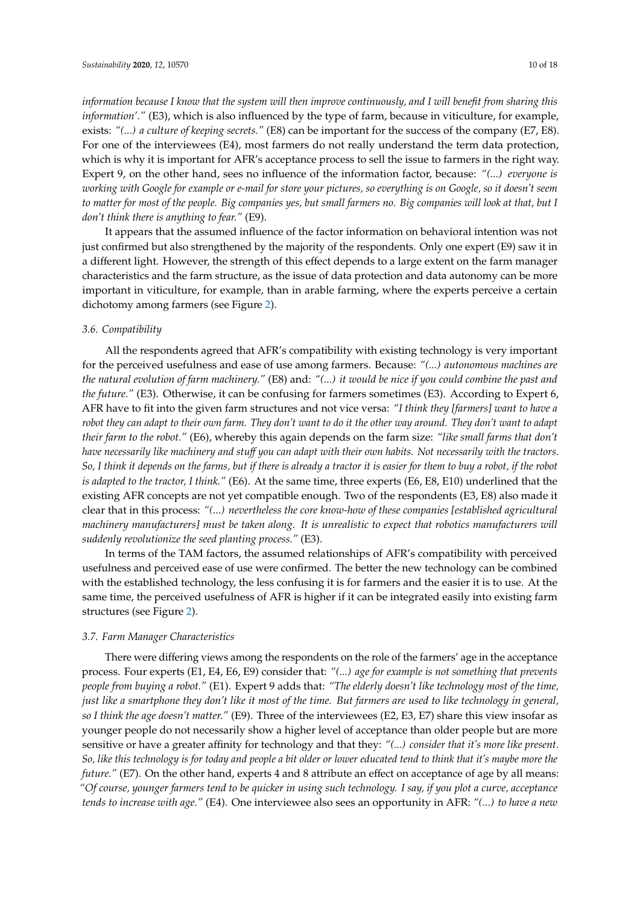*information because I know that the system will then improve continuously, and I will benefit from sharing this information'."* (E3), which is also influenced by the type of farm, because in viticulture, for example, exists: *"(...) a culture of keeping secrets."* (E8) can be important for the success of the company (E7, E8). For one of the interviewees (E4), most farmers do not really understand the term data protection, which is why it is important for AFR's acceptance process to sell the issue to farmers in the right way. Expert 9, on the other hand, sees no influence of the information factor, because: *"(...) everyone is working with Google for example or e-mail for store your pictures, so everything is on Google, so it doesn't seem to matter for most of the people. Big companies yes, but small farmers no. Big companies will look at that, but I don't think there is anything to fear."* (E9).

It appears that the assumed influence of the factor information on behavioral intention was not just confirmed but also strengthened by the majority of the respondents. Only one expert (E9) saw it in a different light. However, the strength of this effect depends to a large extent on the farm manager characteristics and the farm structure, as the issue of data protection and data autonomy can be more important in viticulture, for example, than in arable farming, where the experts perceive a certain dichotomy among farmers (see Figure 2).

### 3.6. Compatibility

All the respondents agreed that AFR's compatibility with existing technology is very important for the perceived usefulness and ease of use among farmers. Because: *"(...) autonomous machines are the natural evolution of farm machinery."* (E8) and: *"(...) it would be nice if you could combine the past and the future."* (E3). Otherwise, it can be confusing for farmers sometimes (E3). According to Expert 6, AFR have to fit into the given farm structures and not vice versa: *"I think they [farmers] want to have a robot they can adapt to their own farm. They don't want to do it the other way around. They don't want to adapt their farm to the robot."* (E6), whereby this again depends on the farm size: *"like small farms that don't have necessarily like machinery and stuff you can adapt with their own habits. Not necessarily with the tractors. So, I think it depends on the farms, but if there is already a tractor it is easier for them to buy a robot, if the robot is adapted to the tractor, I think."* (E6). At the same time, three experts (E6, E8, E10) underlined that the existing AFR concepts are not yet compatible enough. Two of the respondents (E3, E8) also made it clear that in this process: *"(...) nevertheless the core know-how of these companies [established agricultural machinery manufacturers] must be taken along. It is unrealistic to expect that robotics manufacturers will suddenly revolutionize the seed planting process."* (E3).

In terms of the TAM factors, the assumed relationships of AFR's compatibility with perceived usefulness and perceived ease of use were confirmed. The better the new technology can be combined with the established technology, the less confusing it is for farmers and the easier it is to use. At the same time, the perceived usefulness of AFR is higher if it can be integrated easily into existing farm structures (see Figure 2).

### 3.7. Farm Manager Characteristics

There were differing views among the respondents on the role of the farmers' age in the acceptance process. Four experts (E1, E4, E6, E9) consider that: *"(...) age for example is not something that prevents people from buying a robot."* (E1). Expert 9 adds that: *"The elderly doesn't like technology most of the time, just like a smartphone they don't like it most of the time. But farmers are used to like technology in general, so I think the age doesn't matter."* (E9). Three of the interviewees (E2, E3, E7) share this view insofar as younger people do not necessarily show a higher level of acceptance than older people but are more sensitive or have a greater affinity for technology and that they: *"(...) consider that it's more like present. So, like this technology is for today and people a bit older or lower educated tend to think that it's maybe more the future."* (E7). On the other hand, experts 4 and 8 attribute an effect on acceptance of age by all means: *"Of course, younger farmers tend to be quicker in using such technology. I say, if you plot a curve, acceptance tends to increase with age."* (E4). One interviewee also sees an opportunity in AFR: *"(...) to have a new*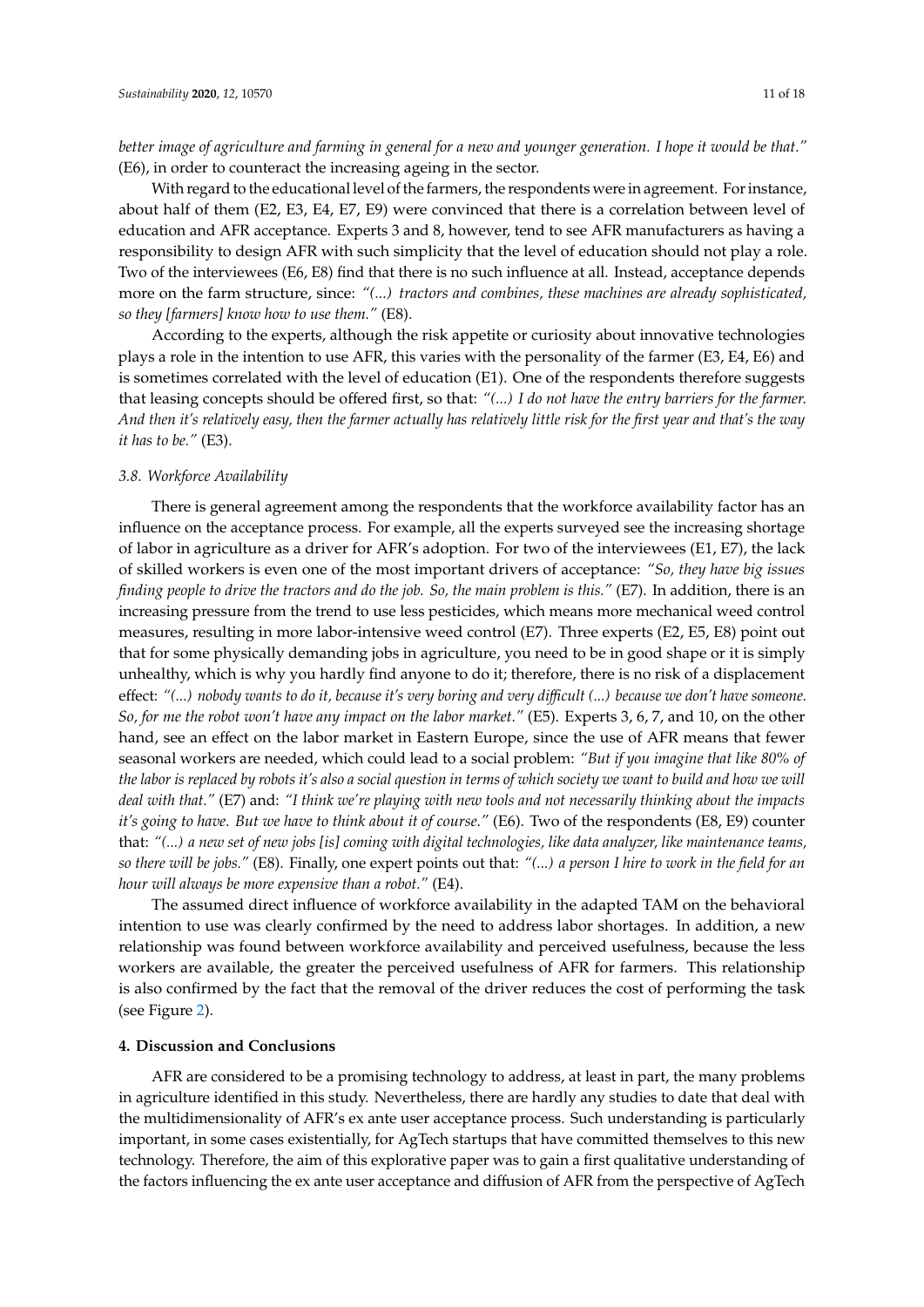*better image of agriculture and farming in general for a new and younger generation. I hope it would be that."* (E6), in order to counteract the increasing ageing in the sector.

With regard to the educational level of the farmers, the respondents were in agreement. For instance, about half of them (E2, E3, E4, E7, E9) were convinced that there is a correlation between level of education and AFR acceptance. Experts 3 and 8, however, tend to see AFR manufacturers as having a responsibility to design AFR with such simplicity that the level of education should not play a role. Two of the interviewees (E6, E8) find that there is no such influence at all. Instead, acceptance depends more on the farm structure, since: *"(...) tractors and combines, these machines are already sophisticated, so they [farmers] know how to use them."* (E8).

According to the experts, although the risk appetite or curiosity about innovative technologies plays a role in the intention to use AFR, this varies with the personality of the farmer (E3, E4, E6) and is sometimes correlated with the level of education (E1). One of the respondents therefore suggests that leasing concepts should be offered first, so that: *"(...) I do not have the entry barriers for the farmer. And then it's relatively easy, then the farmer actually has relatively little risk for the first year and that's the way it has to be."* (E3).

### *3.8. Workforce Availability*

There is general agreement among the respondents that the workforce availability factor has an influence on the acceptance process. For example, all the experts surveyed see the increasing shortage of labor in agriculture as a driver for AFR's adoption. For two of the interviewees (E1, E7), the lack of skilled workers is even one of the most important drivers of acceptance: *"So, they have big issues finding people to drive the tractors and do the job. So, the main problem is this."* (E7). In addition, there is an increasing pressure from the trend to use less pesticides, which means more mechanical weed control measures, resulting in more labor-intensive weed control (E7). Three experts (E2, E5, E8) point out that for some physically demanding jobs in agriculture, you need to be in good shape or it is simply unhealthy, which is why you hardly find anyone to do it; therefore, there is no risk of a displacement effect: *"(...) nobody wants to do it, because it's very boring and very difficult (...) because we don't have someone. So, for me the robot won't have any impact on the labor market."* (E5). Experts 3, 6, 7, and 10, on the other hand, see an effect on the labor market in Eastern Europe, since the use of AFR means that fewer seasonal workers are needed, which could lead to a social problem: *"But if you imagine that like 80% of the labor is replaced by robots it's also a social question in terms of which society we want to build and how we will deal with that."* (E7) and: *"I think we're playing with new tools and not necessarily thinking about the impacts it's going to have. But we have to think about it of course."* (E6). Two of the respondents (E8, E9) counter that: *"(...) a new set of new jobs [is] coming with digital technologies, like data analyzer, like maintenance teams, so there will be jobs."* (E8). Finally, one expert points out that: *"(...) a person I hire to work in the field for an hour will always be more expensive than a robot."* (E4).

The assumed direct influence of workforce availability in the adapted TAM on the behavioral intention to use was clearly confirmed by the need to address labor shortages. In addition, a new relationship was found between workforce availability and perceived usefulness, because the less workers are available, the greater the perceived usefulness of AFR for farmers. This relationship is also confirmed by the fact that the removal of the driver reduces the cost of performing the task (see Figure 2).

## **4. Discussion and Conclusions**

AFR are considered to be a promising technology to address, at least in part, the many problems in agriculture identified in this study. Nevertheless, there are hardly any studies to date that deal with the multidimensionality of AFR's ex ante user acceptance process. Such understanding is particularly important, in some cases existentially, for AgTech startups that have committed themselves to this new technology. Therefore, the aim of this explorative paper was to gain a first qualitative understanding of the factors influencing the ex ante user acceptance and diffusion of AFR from the perspective of AgTech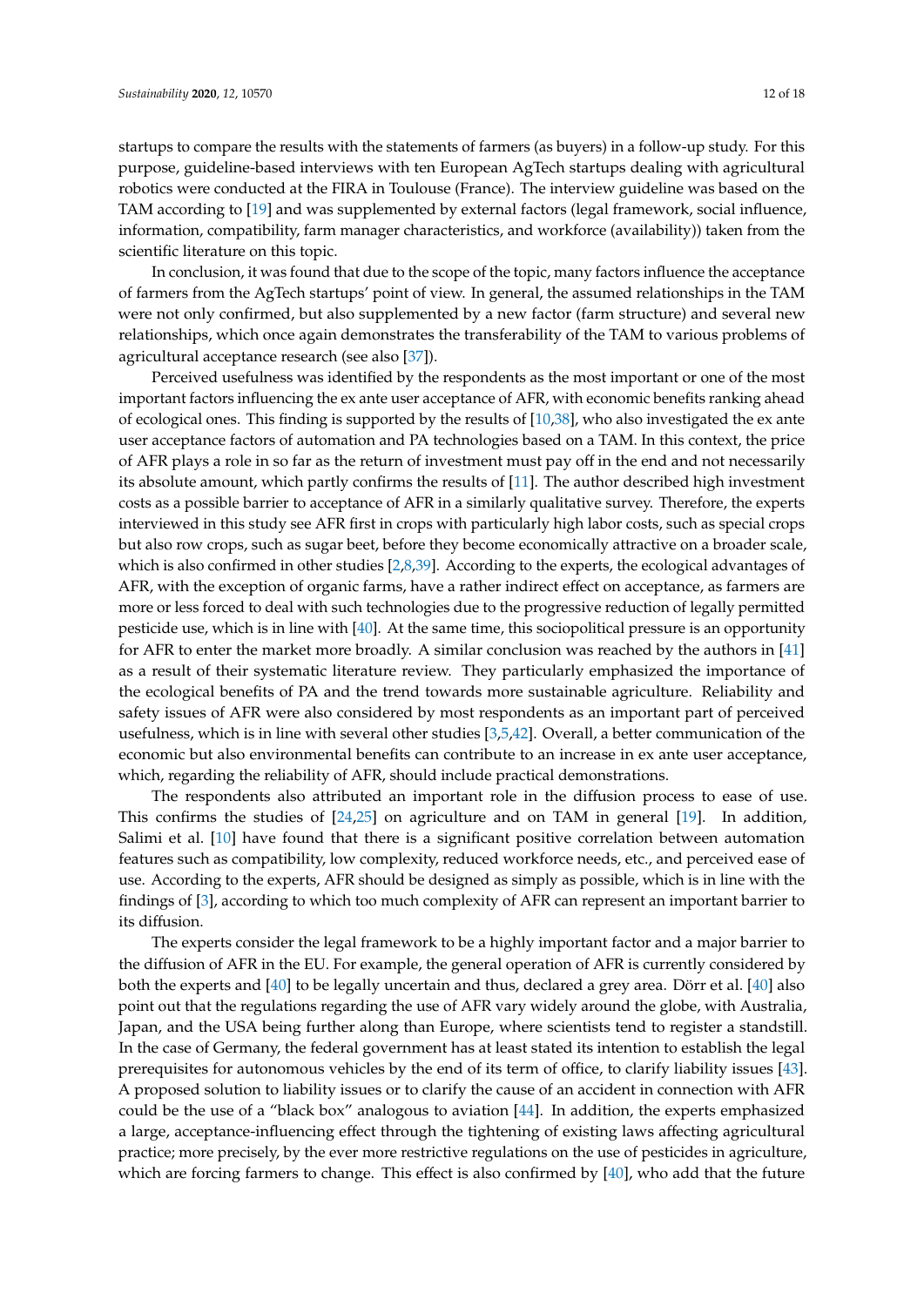startups to compare the results with the statements of farmers (as buyers) in a follow-up study. For this purpose, guideline-based interviews with ten European AgTech startups dealing with agricultural robotics were conducted at the FIRA in Toulouse (France). The interview guideline was based on the TAM according to [19] and was supplemented by external factors (legal framework, social influence, information, compatibility, farm manager characteristics, and workforce (availability)) taken from the scientific literature on this topic.

In conclusion, it was found that due to the scope of the topic, many factors influence the acceptance of farmers from the AgTech startups' point of view. In general, the assumed relationships in the TAM were not only confirmed, but also supplemented by a new factor (farm structure) and several new relationships, which once again demonstrates the transferability of the TAM to various problems of agricultural acceptance research (see also [37]).

Perceived usefulness was identified by the respondents as the most important or one of the most important factors influencing the ex ante user acceptance of AFR, with economic benefits ranking ahead of ecological ones. This finding is supported by the results of [10,38], who also investigated the ex ante user acceptance factors of automation and PA technologies based on a TAM. In this context, the price of AFR plays a role in so far as the return of investment must pay off in the end and not necessarily its absolute amount, which partly confirms the results of [11]. The author described high investment costs as a possible barrier to acceptance of AFR in a similarly qualitative survey. Therefore, the experts interviewed in this study see AFR first in crops with particularly high labor costs, such as special crops but also row crops, such as sugar beet, before they become economically attractive on a broader scale, which is also confirmed in other studies [2,8,39]. According to the experts, the ecological advantages of AFR, with the exception of organic farms, have a rather indirect effect on acceptance, as farmers are more or less forced to deal with such technologies due to the progressive reduction of legally permitted pesticide use, which is in line with [40]. At the same time, this sociopolitical pressure is an opportunity for AFR to enter the market more broadly. A similar conclusion was reached by the authors in [41] as a result of their systematic literature review. They particularly emphasized the importance of the ecological benefits of PA and the trend towards more sustainable agriculture. Reliability and safety issues of AFR were also considered by most respondents as an important part of perceived usefulness, which is in line with several other studies [3,5,42]. Overall, a better communication of the economic but also environmental benefits can contribute to an increase in ex ante user acceptance, which, regarding the reliability of AFR, should include practical demonstrations.

The respondents also attributed an important role in the diffusion process to ease of use. This confirms the studies of [24,25] on agriculture and on TAM in general [19]. In addition, Salimi et al. [10] have found that there is a significant positive correlation between automation features such as compatibility, low complexity, reduced workforce needs, etc., and perceived ease of use. According to the experts, AFR should be designed as simply as possible, which is in line with the findings of [3], according to which too much complexity of AFR can represent an important barrier to its diffusion.

The experts consider the legal framework to be a highly important factor and a major barrier to the diffusion of AFR in the EU. For example, the general operation of AFR is currently considered by both the experts and [40] to be legally uncertain and thus, declared a grey area. Dörr et al. [40] also point out that the regulations regarding the use of AFR vary widely around the globe, with Australia, Japan, and the USA being further along than Europe, where scientists tend to register a standstill. In the case of Germany, the federal government has at least stated its intention to establish the legal prerequisites for autonomous vehicles by the end of its term of office, to clarify liability issues [43]. A proposed solution to liability issues or to clarify the cause of an accident in connection with AFR could be the use of a "black box" analogous to aviation [44]. In addition, the experts emphasized a large, acceptance-influencing effect through the tightening of existing laws affecting agricultural practice; more precisely, by the ever more restrictive regulations on the use of pesticides in agriculture, which are forcing farmers to change. This effect is also confirmed by [40], who add that the future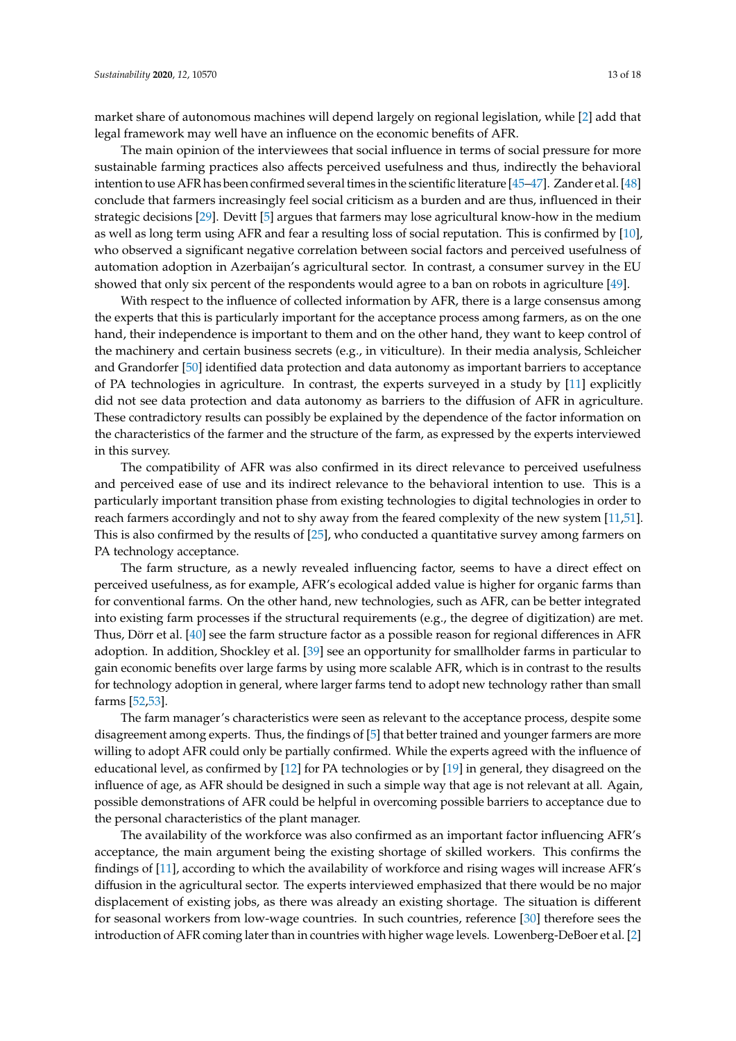market share of autonomous machines will depend largely on regional legislation, while [2] add that legal framework may well have an influence on the economic benefits of AFR.

The main opinion of the interviewees that social influence in terms of social pressure for more sustainable farming practices also affects perceived usefulness and thus, indirectly the behavioral intention to use AFR has been confirmed several times in the scientific literature [45–47]. Zander et al. [48] conclude that farmers increasingly feel social criticism as a burden and are thus, influenced in their strategic decisions [29]. Devitt [5] argues that farmers may lose agricultural know-how in the medium as well as long term using AFR and fear a resulting loss of social reputation. This is confirmed by [10], who observed a significant negative correlation between social factors and perceived usefulness of automation adoption in Azerbaijan's agricultural sector. In contrast, a consumer survey in the EU showed that only six percent of the respondents would agree to a ban on robots in agriculture [49].

With respect to the influence of collected information by AFR, there is a large consensus among the experts that this is particularly important for the acceptance process among farmers, as on the one hand, their independence is important to them and on the other hand, they want to keep control of the machinery and certain business secrets (e.g., in viticulture). In their media analysis, Schleicher and Grandorfer [50] identified data protection and data autonomy as important barriers to acceptance of PA technologies in agriculture. In contrast, the experts surveyed in a study by [11] explicitly did not see data protection and data autonomy as barriers to the diffusion of AFR in agriculture. These contradictory results can possibly be explained by the dependence of the factor information on the characteristics of the farmer and the structure of the farm, as expressed by the experts interviewed in this survey.

The compatibility of AFR was also confirmed in its direct relevance to perceived usefulness and perceived ease of use and its indirect relevance to the behavioral intention to use. This is a particularly important transition phase from existing technologies to digital technologies in order to reach farmers accordingly and not to shy away from the feared complexity of the new system [11,51]. This is also confirmed by the results of [25], who conducted a quantitative survey among farmers on PA technology acceptance.

The farm structure, as a newly revealed influencing factor, seems to have a direct effect on perceived usefulness, as for example, AFR's ecological added value is higher for organic farms than for conventional farms. On the other hand, new technologies, such as AFR, can be better integrated into existing farm processes if the structural requirements (e.g., the degree of digitization) are met. Thus, Dörr et al. [40] see the farm structure factor as a possible reason for regional differences in AFR adoption. In addition, Shockley et al. [39] see an opportunity for smallholder farms in particular to gain economic benefits over large farms by using more scalable AFR, which is in contrast to the results for technology adoption in general, where larger farms tend to adopt new technology rather than small farms [52,53].

The farm manager's characteristics were seen as relevant to the acceptance process, despite some disagreement among experts. Thus, the findings of [5] that better trained and younger farmers are more willing to adopt AFR could only be partially confirmed. While the experts agreed with the influence of educational level, as confirmed by [12] for PA technologies or by [19] in general, they disagreed on the influence of age, as AFR should be designed in such a simple way that age is not relevant at all. Again, possible demonstrations of AFR could be helpful in overcoming possible barriers to acceptance due to the personal characteristics of the plant manager.

The availability of the workforce was also confirmed as an important factor influencing AFR's acceptance, the main argument being the existing shortage of skilled workers. This confirms the findings of [11], according to which the availability of workforce and rising wages will increase AFR's diffusion in the agricultural sector. The experts interviewed emphasized that there would be no major displacement of existing jobs, as there was already an existing shortage. The situation is different for seasonal workers from low-wage countries. In such countries, reference [30] therefore sees the introduction of AFR coming later than in countries with higher wage levels. Lowenberg-DeBoer et al. [2]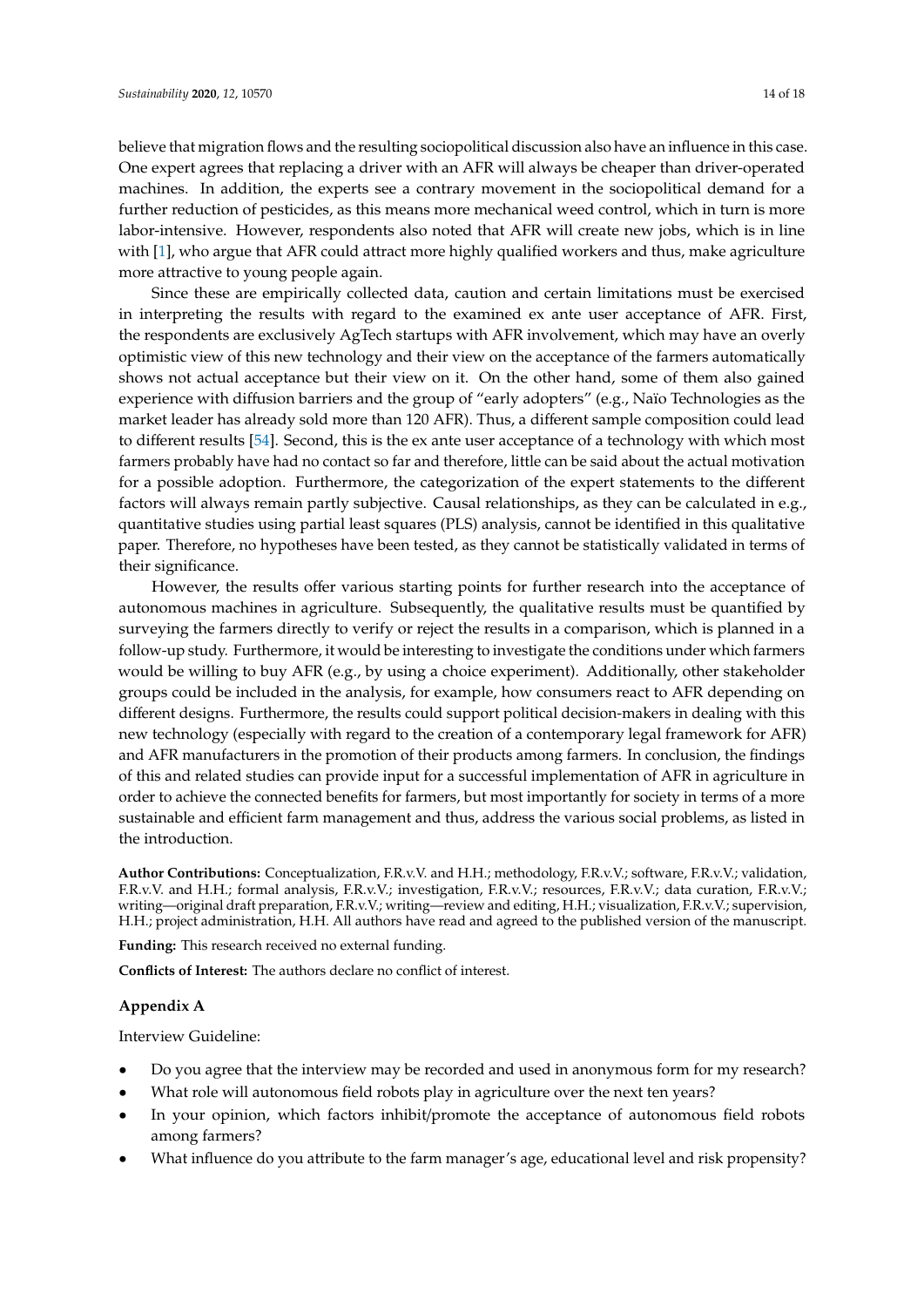believe that migration flows and the resulting sociopolitical discussion also have an influence in this case. One expert agrees that replacing a driver with an AFR will always be cheaper than driver-operated machines. In addition, the experts see a contrary movement in the sociopolitical demand for a further reduction of pesticides, as this means more mechanical weed control, which in turn is more labor-intensive. However, respondents also noted that AFR will create new jobs, which is in line with [1], who argue that AFR could attract more highly qualified workers and thus, make agriculture more attractive to young people again.

Since these are empirically collected data, caution and certain limitations must be exercised in interpreting the results with regard to the examined ex ante user acceptance of AFR. First, the respondents are exclusively AgTech startups with AFR involvement, which may have an overly optimistic view of this new technology and their view on the acceptance of the farmers automatically shows not actual acceptance but their view on it. On the other hand, some of them also gained experience with diffusion barriers and the group of "early adopters" (e.g., Naïo Technologies as the market leader has already sold more than 120 AFR). Thus, a different sample composition could lead to different results [54]. Second, this is the ex ante user acceptance of a technology with which most farmers probably have had no contact so far and therefore, little can be said about the actual motivation for a possible adoption. Furthermore, the categorization of the expert statements to the different factors will always remain partly subjective. Causal relationships, as they can be calculated in e.g., quantitative studies using partial least squares (PLS) analysis, cannot be identified in this qualitative paper. Therefore, no hypotheses have been tested, as they cannot be statistically validated in terms of their significance.

However, the results offer various starting points for further research into the acceptance of autonomous machines in agriculture. Subsequently, the qualitative results must be quantified by surveying the farmers directly to verify or reject the results in a comparison, which is planned in a follow-up study. Furthermore, it would be interesting to investigate the conditions under which farmers would be willing to buy AFR (e.g., by using a choice experiment). Additionally, other stakeholder groups could be included in the analysis, for example, how consumers react to AFR depending on different designs. Furthermore, the results could support political decision-makers in dealing with this new technology (especially with regard to the creation of a contemporary legal framework for AFR) and AFR manufacturers in the promotion of their products among farmers. In conclusion, the findings of this and related studies can provide input for a successful implementation of AFR in agriculture in order to achieve the connected benefits for farmers, but most importantly for society in terms of a more sustainable and efficient farm management and thus, address the various social problems, as listed in the introduction.

**Author Contributions:** Conceptualization, F.R.v.V. and H.H.; methodology, F.R.v.V.; software, F.R.v.V.; validation, F.R.v.V. and H.H.; formal analysis, F.R.v.V.; investigation, F.R.v.V.; resources, F.R.v.V.; data curation, F.R.v.V.; writing—original draft preparation, F.R.v.V.; writing—review and editing, H.H.; visualization, F.R.v.V.; supervision, H.H.; project administration, H.H. All authors have read and agreed to the published version of the manuscript.

**Funding:** This research received no external funding.

**Conflicts of Interest:** The authors declare no conflict of interest.

## Appendix A

Interview Guideline:

- Do you agree that the interview may be recorded and used in anonymous form for my research?
- What role will autonomous field robots play in agriculture over the next ten years?
- In your opinion, which factors inhibit/promote the acceptance of autonomous field robots among farmers?
- What influence do you attribute to the farm manager's age, educational level and risk propensity?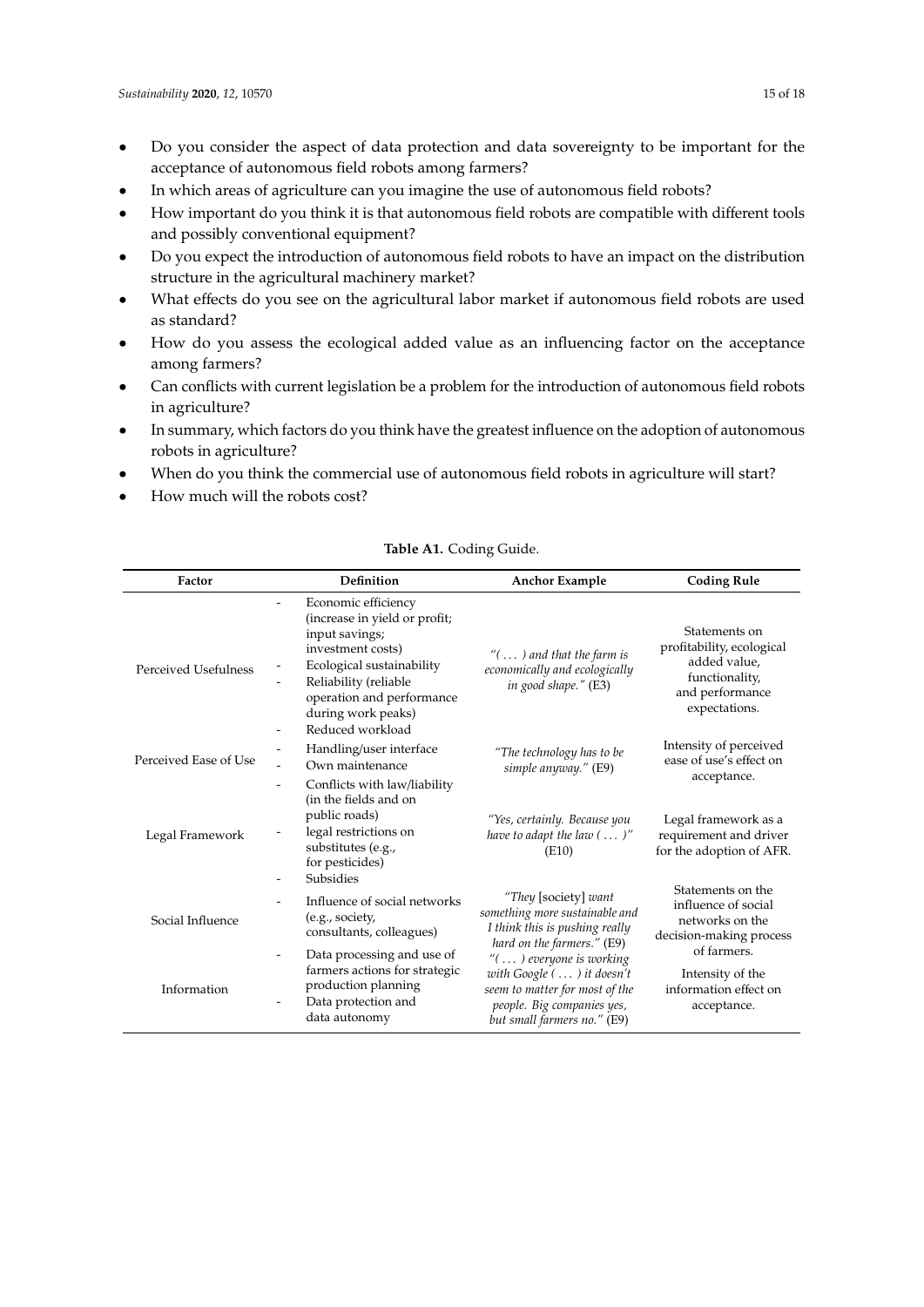- Do you consider the aspect of data protection and data sovereignty to be important for the acceptance of autonomous field robots among farmers?
- In which areas of agriculture can you imagine the use of autonomous field robots?
- How important do you think it is that autonomous field robots are compatible with different tools and possibly conventional equipment?
- Do you expect the introduction of autonomous field robots to have an impact on the distribution structure in the agricultural machinery market?
- What effects do you see on the agricultural labor market if autonomous field robots are used as standard?
- How do you assess the ecological added value as an influencing factor on the acceptance among farmers?
- Can conflicts with current legislation be a problem for the introduction of autonomous field robots in agriculture?
- In summary, which factors do you think have the greatest influence on the adoption of autonomous robots in agriculture?
- When do you think the commercial use of autonomous field robots in agriculture will start?
- How much will the robots cost?

**Table A1.** Coding Guide.

| Factor | Definition | Anchor Example | Coding Rule |
| --- | --- | --- | --- |
| Perceived Usefulness | - Economic efficiency (increase in yield or profit; input savings; investment costs)<br>- Ecological sustainability<br>- Reliability (reliable operation and performance during work peaks)<br>- Reduced workload | *"( ... ) and that the farm is economically and ecologically in good shape."* (E3) | Statements on profitability, ecological added value, functionality, and performance expectations. |
| Perceived Ease of Use | - Handling/user interface<br>- Own maintenance | *"The technology has to be simple anyway."* (E9) | Intensity of perceived ease of use's effect on acceptance. |
| Legal Framework | - Conflicts with law/liability (in the fields and on public roads)<br>- legal restrictions on substitutes (e.g., for pesticides)<br>- Subsidies | *"Yes, certainly. Because you have to adapt the law ( ... )"* (E10) | Legal framework as a requirement and driver for the adoption of AFR. |
| Social Influence | - Influence of social networks (e.g., society, consultants, colleagues) | *"They* [society] *want something more sustainable and I think this is pushing really hard on the farmers."* (E9) | Statements on the influence of social networks on the decision-making process of farmers. |
| Information | - Data processing and use of farmers actions for strategic production planning<br>- Data protection and data autonomy | *"( ... ) everyone is working with Google ( ... ) it doesn't seem to matter for most of the people. Big companies yes, but small farmers no."* (E9) | Intensity of the information effect on acceptance. |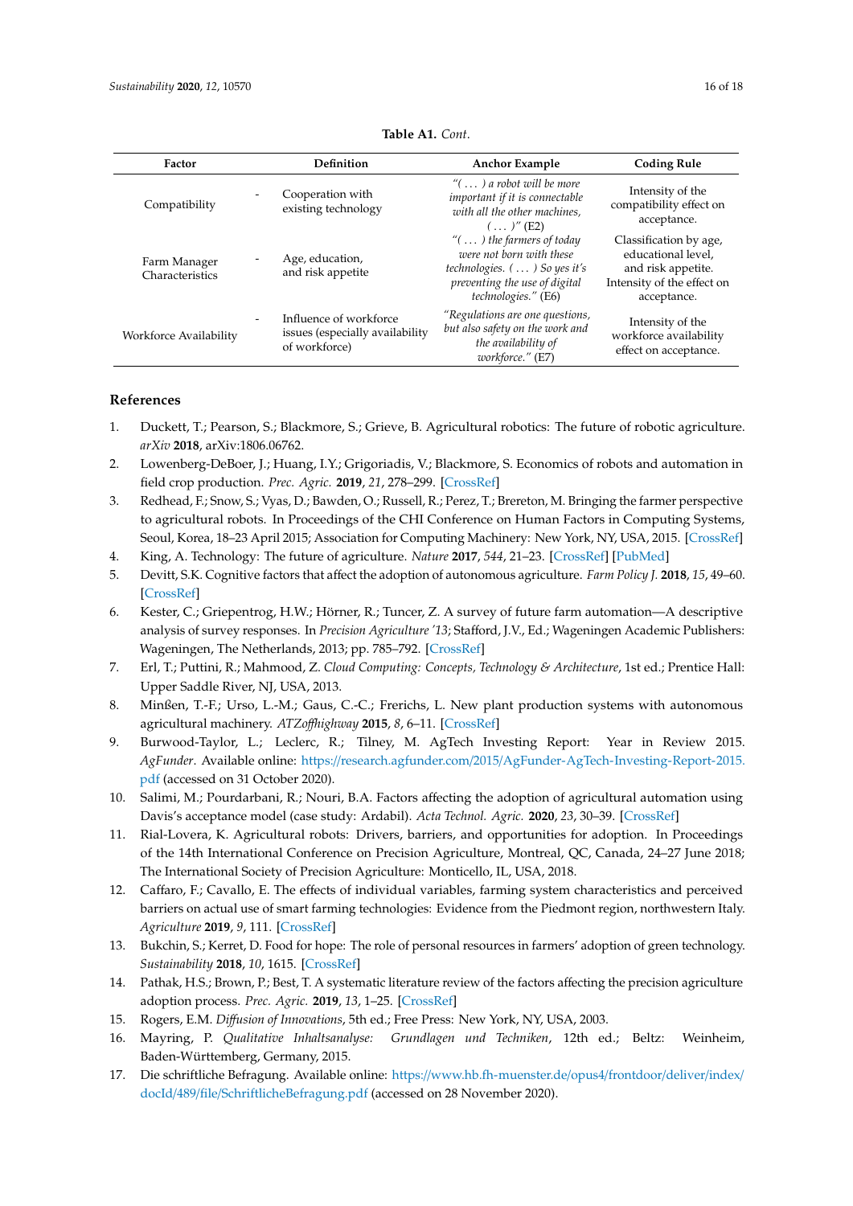**Table A1.** *Cont.*

| Factor | Definition | Anchor Example | Coding Rule |
|---|---|---|---|
| Compatibility | - Cooperation with existing technology | *"( ... ) a robot will be more important if it is connectable with all the other machines, ( ... )"* (E2) | Intensity of the compatibility effect on acceptance. |
| Farm Manager Characteristics | - Age, education, and risk appetite | *"( ... ) the farmers of today were not born with these technologies. ( ... ) So yes it's preventing the use of digital technologies."* (E6) | Classification by age, educational level, and risk appetite. Intensity of the effect on acceptance. |
| Workforce Availability | - Influence of workforce issues (especially availability of workforce) | *"Regulations are one questions, but also safety on the work and the availability of workforce."* (E7) | Intensity of the workforce availability effect on acceptance. |

## References

1. Duckett, T.; Pearson, S.; Blackmore, S.; Grieve, B. Agricultural robotics: The future of robotic agriculture. *arXiv* **2018**, arXiv:1806.06762.
2. Lowenberg-DeBoer, J.; Huang, I.Y.; Grigoriadis, V.; Blackmore, S. Economics of robots and automation in field crop production. *Prec. Agric.* **2019**, *21*, 278–299. [CrossRef]
3. Redhead, F.; Snow, S.; Vyas, D.; Bawden, O.; Russell, R.; Perez, T.; Brereton, M. Bringing the farmer perspective to agricultural robots. In Proceedings of the CHI Conference on Human Factors in Computing Systems, Seoul, Korea, 18–23 April 2015; Association for Computing Machinery: New York, NY, USA, 2015. [CrossRef]
4. King, A. Technology: The future of agriculture. *Nature* **2017**, *544*, 21–23. [CrossRef] [PubMed]
5. Devitt, S.K. Cognitive factors that affect the adoption of autonomous agriculture. *Farm Policy J.* **2018**, *15*, 49–60. [CrossRef]
6. Kester, C.; Griepentrog, H.W.; Hörner, R.; Tuncer, Z. A survey of future farm automation—A descriptive analysis of survey responses. In *Precision Agriculture '13*; Stafford, J.V., Ed.; Wageningen Academic Publishers: Wageningen, The Netherlands, 2013; pp. 785–792. [CrossRef]
7. Erl, T.; Puttini, R.; Mahmood, Z. *Cloud Computing: Concepts, Technology & Architecture*, 1st ed.; Prentice Hall: Upper Saddle River, NJ, USA, 2013.
8. Minßen, T.-F.; Urso, L.-M.; Gaus, C.-C.; Frerichs, L. New plant production systems with autonomous agricultural machinery. *ATZoffhighway* **2015**, *8*, 6–11. [CrossRef]
9. Burwood-Taylor, L.; Leclerc, R.; Tilney, M. AgTech Investing Report: Year in Review 2015. *AgFunder*. Available online: https://research.agfunder.com/2015/AgFunder-AgTech-Investing-Report-2015.pdf (accessed on 31 October 2020).
10. Salimi, M.; Pourdarbani, R.; Nouri, B.A. Factors affecting the adoption of agricultural automation using Davis's acceptance model (case study: Ardabil). *Acta Technol. Agric.* **2020**, *23*, 30–39. [CrossRef]
11. Rial-Lovera, K. Agricultural robots: Drivers, barriers, and opportunities for adoption. In Proceedings of the 14th International Conference on Precision Agriculture, Montreal, QC, Canada, 24–27 June 2018; The International Society of Precision Agriculture: Monticello, IL, USA, 2018.
12. Caffaro, F.; Cavallo, E. The effects of individual variables, farming system characteristics and perceived barriers on actual use of smart farming technologies: Evidence from the Piedmont region, northwestern Italy. *Agriculture* **2019**, *9*, 111. [CrossRef]
13. Bukchin, S.; Kerret, D. Food for hope: The role of personal resources in farmers' adoption of green technology. *Sustainability* **2018**, *10*, 1615. [CrossRef]
14. Pathak, H.S.; Brown, P.; Best, T. A systematic literature review of the factors affecting the precision agriculture adoption process. *Prec. Agric.* **2019**, *13*, 1–25. [CrossRef]
15. Rogers, E.M. *Diffusion of Innovations*, 5th ed.; Free Press: New York, NY, USA, 2003.
16. Mayring, P. *Qualitative Inhaltsanalyse: Grundlagen und Techniken*, 12th ed.; Beltz: Weinheim, Baden-Württemberg, Germany, 2015.
17. Die schriftliche Befragung. Available online: https://www.hb.fh-muenster.de/opus4/frontdoor/deliver/index/docId/489/file/SchriftlicheBefragung.pdf (accessed on 28 November 2020).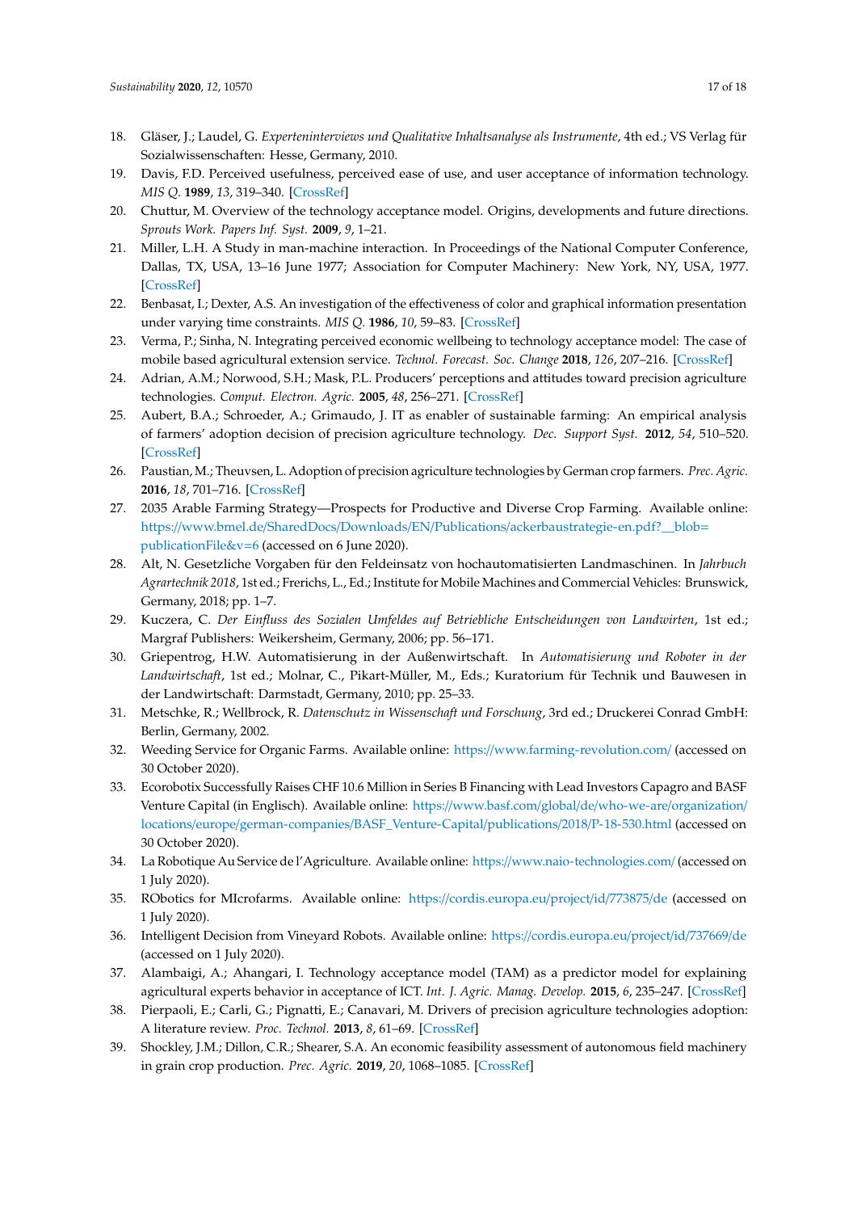18. Gläser, J.; Laudel, G. *Experteninterviews und Qualitative Inhaltsanalyse als Instrumente*, 4th ed.; VS Verlag für Sozialwissenschaften: Hesse, Germany, 2010.
19. Davis, F.D. Perceived usefulness, perceived ease of use, and user acceptance of information technology. *MIS Q.* **1989**, *13*, 319–340. [CrossRef]
20. Chuttur, M. Overview of the technology acceptance model. Origins, developments and future directions. *Sprouts Work. Papers Inf. Syst.* **2009**, *9*, 1–21.
21. Miller, L.H. A Study in man-machine interaction. In Proceedings of the National Computer Conference, Dallas, TX, USA, 13–16 June 1977; Association for Computer Machinery: New York, NY, USA, 1977. [CrossRef]
22. Benbasat, I.; Dexter, A.S. An investigation of the effectiveness of color and graphical information presentation under varying time constraints. *MIS Q.* **1986**, *10*, 59–83. [CrossRef]
23. Verma, P.; Sinha, N. Integrating perceived economic wellbeing to technology acceptance model: The case of mobile based agricultural extension service. *Technol. Forecast. Soc. Change* **2018**, *126*, 207–216. [CrossRef]
24. Adrian, A.M.; Norwood, S.H.; Mask, P.L. Producers' perceptions and attitudes toward precision agriculture technologies. *Comput. Electron. Agric.* **2005**, *48*, 256–271. [CrossRef]
25. Aubert, B.A.; Schroeder, A.; Grimaudo, J. IT as enabler of sustainable farming: An empirical analysis of farmers' adoption decision of precision agriculture technology. *Dec. Support Syst.* **2012**, *54*, 510–520. [CrossRef]
26. Paustian, M.; Theuvsen, L. Adoption of precision agriculture technologies by German crop farmers. *Prec. Agric.* **2016**, *18*, 701–716. [CrossRef]
27. 2035 Arable Farming Strategy—Prospects for Productive and Diverse Crop Farming. Available online: https://www.bmel.de/SharedDocs/Downloads/EN/Publications/ackerbaustrategie-en.pdf?__blob=publicationFile&v=6 (accessed on 6 June 2020).
28. Alt, N. Gesetzliche Vorgaben für den Feldeinsatz von hochautomatisierten Landmaschinen. In *Jahrbuch Agrartechnik 2018*, 1st ed.; Frerichs, L., Ed.; Institute for Mobile Machines and Commercial Vehicles: Brunswick, Germany, 2018; pp. 1–7.
29. Kuczera, C. *Der Einfluss des Sozialen Umfeldes auf Betriebliche Entscheidungen von Landwirten*, 1st ed.; Margraf Publishers: Weikersheim, Germany, 2006; pp. 56–171.
30. Griepentrog, H.W. Automatisierung in der Außenwirtschaft. In *Automatisierung und Roboter in der Landwirtschaft*, 1st ed.; Molnar, C., Pikart-Müller, M., Eds.; Kuratorium für Technik und Bauwesen in der Landwirtschaft: Darmstadt, Germany, 2010; pp. 25–33.
31. Metschke, R.; Wellbrock, R. *Datenschutz in Wissenschaft und Forschung*, 3rd ed.; Druckerei Conrad GmbH: Berlin, Germany, 2002.
32. Weeding Service for Organic Farms. Available online: https://www.farming-revolution.com/ (accessed on 30 October 2020).
33. Ecorobotix Successfully Raises CHF 10.6 Million in Series B Financing with Lead Investors Capagro and BASF Venture Capital (in Englisch). Available online: https://www.basf.com/global/de/who-we-are/organization/locations/europe/german-companies/BASF_Venture-Capital/publications/2018/P-18-530.html (accessed on 30 October 2020).
34. La Robotique Au Service de l'Agriculture. Available online: https://www.naio-technologies.com/ (accessed on 1 July 2020).
35. RObotics for MIcrofarms. Available online: https://cordis.europa.eu/project/id/773875/de (accessed on 1 July 2020).
36. Intelligent Decision from Vineyard Robots. Available online: https://cordis.europa.eu/project/id/737669/de (accessed on 1 July 2020).
37. Alambaigi, A.; Ahangari, I. Technology acceptance model (TAM) as a predictor model for explaining agricultural experts behavior in acceptance of ICT. *Int. J. Agric. Manag. Develop.* **2015**, *6*, 235–247. [CrossRef]
38. Pierpaoli, E.; Carli, G.; Pignatti, E.; Canavari, M. Drivers of precision agriculture technologies adoption: A literature review. *Proc. Technol.* **2013**, *8*, 61–69. [CrossRef]
39. Shockley, J.M.; Dillon, C.R.; Shearer, S.A. An economic feasibility assessment of autonomous field machinery in grain crop production. *Prec. Agric.* **2019**, *20*, 1068–1085. [CrossRef]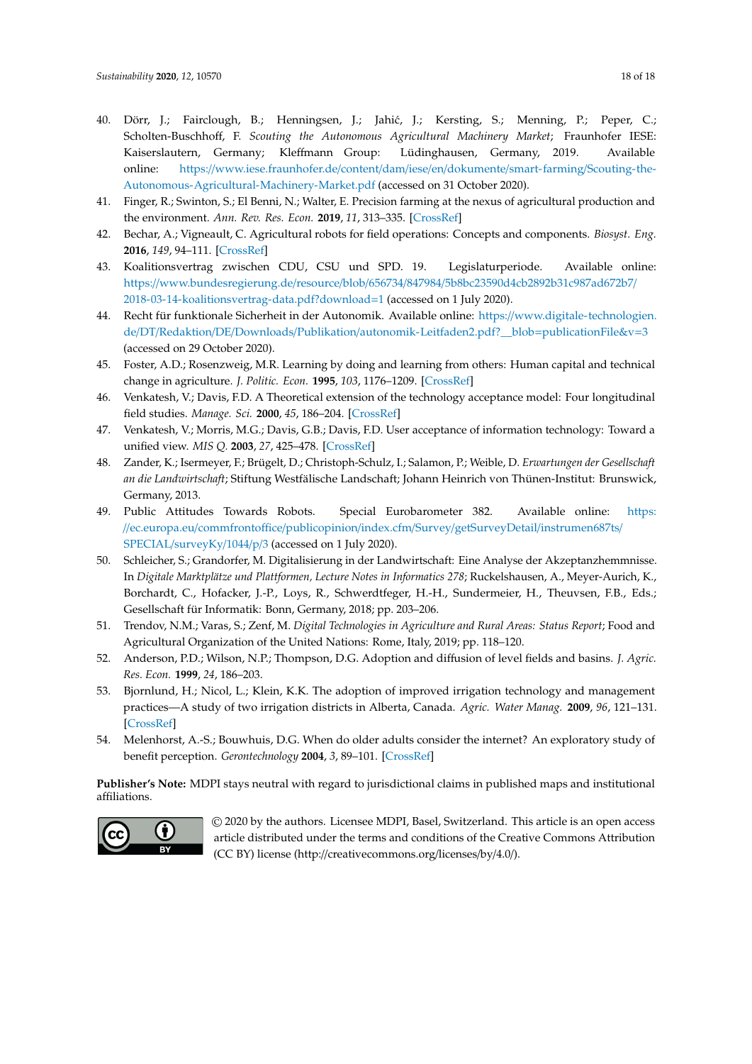40. Dörr, J.; Fairclough, B.; Henningsen, J.; Jahić, J.; Kersting, S.; Menning, P.; Peper, C.; Scholten-Buschhoff, F. *Scouting the Autonomous Agricultural Machinery Market*; Fraunhofer IESE: Kaiserslautern, Germany; Kleffmann Group: Lüdinghausen, Germany, 2019. Available online: https://www.iese.fraunhofer.de/content/dam/iese/en/dokumente/smart-farming/Scouting-the-Autonomous-Agricultural-Machinery-Market.pdf (accessed on 31 October 2020).
41. Finger, R.; Swinton, S.; El Benni, N.; Walter, E. Precision farming at the nexus of agricultural production and the environment. *Ann. Rev. Res. Econ.* **2019**, *11*, 313–335. [CrossRef]
42. Bechar, A.; Vigneault, C. Agricultural robots for field operations: Concepts and components. *Biosyst. Eng.* **2016**, *149*, 94–111. [CrossRef]
43. Koalitionsvertrag zwischen CDU, CSU und SPD. 19. Legislaturperiode. Available online: https://www.bundesregierung.de/resource/blob/656734/847984/5b8bc23590d4cb2892b31c987ad672b7/2018-03-14-koalitionsvertrag-data.pdf?download=1 (accessed on 1 July 2020).
44. Recht für funktionale Sicherheit in der Autonomik. Available online: https://www.digitale-technologien.de/DT/Redaktion/DE/Downloads/Publikation/autonomik-Leitfaden2.pdf?__blob=publicationFile&v=3 (accessed on 29 October 2020).
45. Foster, A.D.; Rosenzweig, M.R. Learning by doing and learning from others: Human capital and technical change in agriculture. *J. Politic. Econ.* **1995**, *103*, 1176–1209. [CrossRef]
46. Venkatesh, V.; Davis, F.D. A Theoretical extension of the technology acceptance model: Four longitudinal field studies. *Manage. Sci.* **2000**, *45*, 186–204. [CrossRef]
47. Venkatesh, V.; Morris, M.G.; Davis, G.B.; Davis, F.D. User acceptance of information technology: Toward a unified view. *MIS Q.* **2003**, *27*, 425–478. [CrossRef]
48. Zander, K.; Isermeyer, F.; Brügelt, D.; Christoph-Schulz, I.; Salamon, P.; Weible, D. *Erwartungen der Gesellschaft an die Landwirtschaft*; Stiftung Westfälische Landschaft; Johann Heinrich von Thünen-Institut: Brunswick, Germany, 2013.
49. Public Attitudes Towards Robots. Special Eurobarometer 382. Available online: https://ec.europa.eu/commfrontoffice/publicopinion/index.cfm/Survey/getSurveyDetail/instrumen687ts/SPECIAL/surveyKy/1044/p/3 (accessed on 1 July 2020).
50. Schleicher, S.; Grandorfer, M. Digitalisierung in der Landwirtschaft: Eine Analyse der Akzeptanzhemmnisse. In *Digitale Marktplätze und Plattformen, Lecture Notes in Informatics 278*; Ruckelshausen, A., Meyer-Aurich, K., Borchardt, C., Hofacker, J.-P., Loys, R., Schwerdtfeger, H.-H., Sundermeier, H., Theuvsen, F.B., Eds.; Gesellschaft für Informatik: Bonn, Germany, 2018; pp. 203–206.
51. Trendov, N.M.; Varas, S.; Zenf, M. *Digital Technologies in Agriculture and Rural Areas: Status Report*; Food and Agricultural Organization of the United Nations: Rome, Italy, 2019; pp. 118–120.
52. Anderson, P.D.; Wilson, N.P.; Thompson, D.G. Adoption and diffusion of level fields and basins. *J. Agric. Res. Econ.* **1999**, *24*, 186–203.
53. Bjornlund, H.; Nicol, L.; Klein, K.K. The adoption of improved irrigation technology and management practices—A study of two irrigation districts in Alberta, Canada. *Agric. Water Manag.* **2009**, *96*, 121–131. [CrossRef]
54. Melenhorst, A.-S.; Bouwhuis, D.G. When do older adults consider the internet? An exploratory study of benefit perception. *Gerontechnology* **2004**, *3*, 89–101. [CrossRef]

**Publisher's Note:** MDPI stays neutral with regard to jurisdictional claims in published maps and institutional affiliations.

© 2020 by the authors. Licensee MDPI, Basel, Switzerland. This article is an open access article distributed under the terms and conditions of the Creative Commons Attribution (CC BY) license (http://creativecommons.org/licenses/by/4.0/).